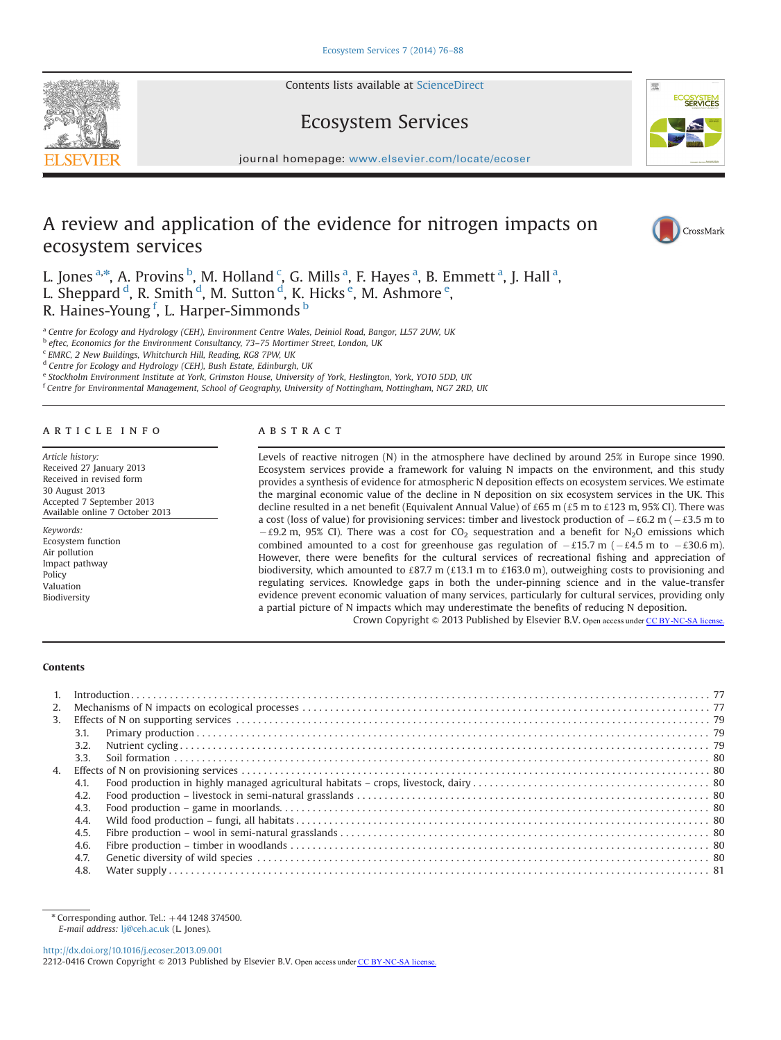Contents lists available at ScienceDirect

# Ecosystem Services

journal homepage: www.elsevier.com/locate/ecoser

# A review and application of the evidence for nitrogen impacts on ecosystem services

L. Jones [a,*], A. Provins [b], M. Holland [c], G. Mills [a], F. Hayes [a], B. Emmett [a], J. Hall [a], L. Sheppard [d], R. Smith [d], M. Sutton [d], K. Hicks [e], M. Ashmore [e], R. Haines-Young [f], L. Harper-Simmonds [b]

[a] Centre for Ecology and Hydrology (CEH), Environment Centre Wales, Deiniol Road, Bangor, LL57 2UW, UK
[b] eftec, Economics for the Environment Consultancy, 73–75 Mortimer Street, London, UK
[c] EMRC, 2 New Buildings, Whitchurch Hill, Reading, RG8 7PW, UK
[d] Centre for Ecology and Hydrology (CEH), Bush Estate, Edinburgh, UK
[e] Stockholm Environment Institute at York, Grimston House, University of York, Heslington, York, YO10 5DD, UK
[f] Centre for Environmental Management, School of Geography, University of Nottingham, Nottingham, NG7 2RD, UK

## ARTICLE INFO

*Article history:*
Received 27 January 2013
Received in revised form 30 August 2013
Accepted 7 September 2013
Available online 7 October 2013

*Keywords:*
Ecosystem function
Air pollution
Impact pathway
Policy
Valuation
Biodiversity

## ABSTRACT

Levels of reactive nitrogen (N) in the atmosphere have declined by around 25% in Europe since 1990. Ecosystem services provide a framework for valuing N impacts on the environment, and this study provides a synthesis of evidence for atmospheric N deposition effects on ecosystem services. We estimate the marginal economic value of the decline in N deposition on six ecosystem services in the UK. This decline resulted in a net benefit (Equivalent Annual Value) of £65 m (£5 m to £123 m, 95% CI). There was a cost (loss of value) for provisioning services: timber and livestock production of −£6.2 m (−£3.5 m to −£9.2 m, 95% CI). There was a cost for $CO_2$ sequestration and a benefit for $N_2O$ emissions which combined amounted to a cost for greenhouse gas regulation of −£15.7 m (−£4.5 m to −£30.6 m). However, there were benefits for the cultural services of recreational fishing and appreciation of biodiversity, which amounted to £87.7 m (£13.1 m to £163.0 m), outweighing costs to provisioning and regulating services. Knowledge gaps in both the under-pinning science and in the value-transfer evidence prevent economic valuation of many services, particularly for cultural services, providing only a partial picture of N impacts which may underestimate the benefits of reducing N deposition.

Crown Copyright © 2013 Published by Elsevier B.V. Open access under CC BY-NC-SA license.

## Contents

1. Introduction . . . 77
2. Mechanisms of N impacts on ecological processes . . . 77
3. Effects of N on supporting services . . . 79
   - 3.1. Primary production . . . 79
   - 3.2. Nutrient cycling . . . 79
   - 3.3. Soil formation . . . 80
4. Effects of N on provisioning services . . . 80
   - 4.1. Food production in highly managed agricultural habitats – crops, livestock, dairy . . . 80
   - 4.2. Food production – livestock in semi-natural grasslands . . . 80
   - 4.3. Food production – game in moorlands . . . 80
   - 4.4. Wild food production – fungi, all habitats . . . 80
   - 4.5. Fibre production – wool in semi-natural grasslands . . . 80
   - 4.6. Fibre production – timber in woodlands . . . 80
   - 4.7. Genetic diversity of wild species . . . 80
   - 4.8. Water supply . . . 81

\* Corresponding author. Tel.: +44 1248 374500.
*E-mail address:* lj@ceh.ac.uk (L. Jones).

http://dx.doi.org/10.1016/j.ecoser.2013.09.001
2212-0416 Crown Copyright © 2013 Published by Elsevier B.V. Open access under CC BY-NC-SA license.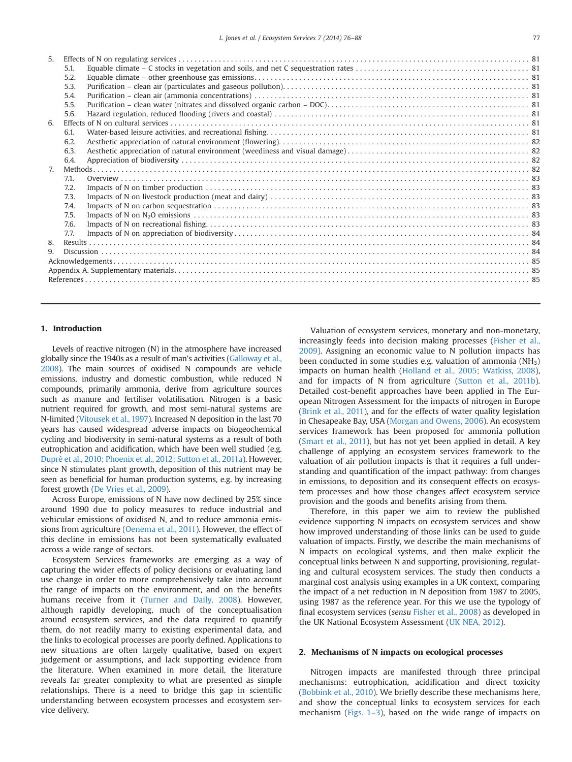5. Effects of N on regulating services . . . . . . . . . . . . . . . . . . . . . . . . . . . . . . . . . . . . . . . . . . . . . . . . . . . . . . . . . . 81
   - 5.1. Equable climate – C stocks in vegetation and soils, and net C sequestration rates . . . . . . . . . . . . . . . . . . . . 81
   - 5.2. Equable climate – other greenhouse gas emissions . . . . . . . . . . . . . . . . . . . . . . . . . . . . . . . . . . . . . . . . 81
   - 5.3. Purification – clean air (particulates and gaseous pollution). . . . . . . . . . . . . . . . . . . . . . . . . . . . . . . . . . . 81
   - 5.4. Purification – clean air (ammonia concentrations) . . . . . . . . . . . . . . . . . . . . . . . . . . . . . . . . . . . . . . . . . 81
   - 5.5. Purification – clean water (nitrates and dissolved organic carbon – DOC). . . . . . . . . . . . . . . . . . . . . . . . . . . 81
   - 5.6. Hazard regulation, reduced flooding (rivers and coastal) . . . . . . . . . . . . . . . . . . . . . . . . . . . . . . . . . . . . 81
6. Effects of N on cultural services . . . . . . . . . . . . . . . . . . . . . . . . . . . . . . . . . . . . . . . . . . . . . . . . . . . . . . . . . . . 81
   - 6.1. Water-based leisure activities, and recreational fishing. . . . . . . . . . . . . . . . . . . . . . . . . . . . . . . . . . . . . . 81
   - 6.2. Aesthetic appreciation of natural environment (flowering). . . . . . . . . . . . . . . . . . . . . . . . . . . . . . . . . . . . 82
   - 6.3. Aesthetic appreciation of natural environment (weediness and visual damage) . . . . . . . . . . . . . . . . . . . . . . . 82
   - 6.4. Appreciation of biodiversity . . . . . . . . . . . . . . . . . . . . . . . . . . . . . . . . . . . . . . . . . . . . . . . . . . . . . . . . 82
7. Methods . . . . . . . . . . . . . . . . . . . . . . . . . . . . . . . . . . . . . . . . . . . . . . . . . . . . . . . . . . . . . . . . . . . . . . . . . . 82
   - 7.1. Overview . . . . . . . . . . . . . . . . . . . . . . . . . . . . . . . . . . . . . . . . . . . . . . . . . . . . . . . . . . . . . . . . . . . 83
   - 7.2. Impacts of N on timber production . . . . . . . . . . . . . . . . . . . . . . . . . . . . . . . . . . . . . . . . . . . . . . . . . . 83
   - 7.3. Impacts of N on livestock production (meat and dairy) . . . . . . . . . . . . . . . . . . . . . . . . . . . . . . . . . . . . . 83
   - 7.4. Impacts of N on carbon sequestration . . . . . . . . . . . . . . . . . . . . . . . . . . . . . . . . . . . . . . . . . . . . . . . . 83
   - 7.5. Impacts of N on $N_2O$ emissions . . . . . . . . . . . . . . . . . . . . . . . . . . . . . . . . . . . . . . . . . . . . . . . . . . . 83
   - 7.6. Impacts of N on recreational fishing. . . . . . . . . . . . . . . . . . . . . . . . . . . . . . . . . . . . . . . . . . . . . . . . . 83
   - 7.7. Impacts of N on appreciation of biodiversity . . . . . . . . . . . . . . . . . . . . . . . . . . . . . . . . . . . . . . . . . . . 84
8. Results . . . . . . . . . . . . . . . . . . . . . . . . . . . . . . . . . . . . . . . . . . . . . . . . . . . . . . . . . . . . . . . . . . . . . . . . . . 84
9. Discussion . . . . . . . . . . . . . . . . . . . . . . . . . . . . . . . . . . . . . . . . . . . . . . . . . . . . . . . . . . . . . . . . . . . . . . . . 84

Acknowledgements . . . . . . . . . . . . . . . . . . . . . . . . . . . . . . . . . . . . . . . . . . . . . . . . . . . . . . . . . . . . . . . . . . . . 85

Appendix A. Supplementary materials. . . . . . . . . . . . . . . . . . . . . . . . . . . . . . . . . . . . . . . . . . . . . . . . . . . . . . . 85

References . . . . . . . . . . . . . . . . . . . . . . . . . . . . . . . . . . . . . . . . . . . . . . . . . . . . . . . . . . . . . . . . . . . . . . . . . . 85

## 1. Introduction

Levels of reactive nitrogen (N) in the atmosphere have increased globally since the 1940s as a result of man's activities (Galloway et al., 2008). The main sources of oxidised N compounds are vehicle emissions, industry and domestic combustion, while reduced N compounds, primarily ammonia, derive from agriculture sources such as manure and fertiliser volatilisation. Nitrogen is a basic nutrient required for growth, and most semi-natural systems are N-limited (Vitousek et al., 1997). Increased N deposition in the last 70 years has caused widespread adverse impacts on biogeochemical cycling and biodiversity in semi-natural systems as a result of both eutrophication and acidification, which have been well studied (e.g. Duprè et al., 2010; Phoenix et al., 2012; Sutton et al., 2011a). However, since N stimulates plant growth, deposition of this nutrient may be seen as beneficial for human production systems, e.g. by increasing forest growth (De Vries et al., 2009).

Across Europe, emissions of N have now declined by 25% since around 1990 due to policy measures to reduce industrial and vehicular emissions of oxidised N, and to reduce ammonia emissions from agriculture (Oenema et al., 2011). However, the effect of this decline in emissions has not been systematically evaluated across a wide range of sectors.

Ecosystem Services frameworks are emerging as a way of capturing the wider effects of policy decisions or evaluating land use change in order to more comprehensively take into account the range of impacts on the environment, and on the benefits humans receive from it (Turner and Daily, 2008). However, although rapidly developing, much of the conceptualisation around ecosystem services, and the data required to quantify them, do not readily marry to existing experimental data, and the links to ecological processes are poorly defined. Applications to new situations are often largely qualitative, based on expert judgement or assumptions, and lack supporting evidence from the literature. When examined in more detail, the literature reveals far greater complexity to what are presented as simple relationships. There is a need to bridge this gap in scientific understanding between ecosystem processes and ecosystem service delivery.

Valuation of ecosystem services, monetary and non-monetary, increasingly feeds into decision making processes (Fisher et al., 2009). Assigning an economic value to N pollution impacts has been conducted in some studies e.g. valuation of ammonia ($NH_3$) impacts on human health (Holland et al., 2005; Watkiss, 2008), and for impacts of N from agriculture (Sutton et al., 2011b). Detailed cost-benefit approaches have been applied in The European Nitrogen Assessment for the impacts of nitrogen in Europe (Brink et al., 2011), and for the effects of water quality legislation in Chesapeake Bay, USA (Morgan and Owens, 2006). An ecosystem services framework has been proposed for ammonia pollution (Smart et al., 2011), but has not yet been applied in detail. A key challenge of applying an ecosystem services framework to the valuation of air pollution impacts is that it requires a full understanding and quantification of the impact pathway: from changes in emissions, to deposition and its consequent effects on ecosystem processes and how those changes affect ecosystem service provision and the goods and benefits arising from them.

Therefore, in this paper we aim to review the published evidence supporting N impacts on ecosystem services and show how improved understanding of those links can be used to guide valuation of impacts. Firstly, we describe the main mechanisms of N impacts on ecological systems, and then make explicit the conceptual links between N and supporting, provisioning, regulating and cultural ecosystem services. The study then conducts a marginal cost analysis using examples in a UK context, comparing the impact of a net reduction in N deposition from 1987 to 2005, using 1987 as the reference year. For this we use the typology of final ecosystem services (*sensu* Fisher et al., 2008) as developed in the UK National Ecosystem Assessment (UK NEA, 2012).

## 2. Mechanisms of N impacts on ecological processes

Nitrogen impacts are manifested through three principal mechanisms: eutrophication, acidification and direct toxicity (Bobbink et al., 2010). We briefly describe these mechanisms here, and show the conceptual links to ecosystem services for each mechanism (Figs. 1–3), based on the wide range of impacts on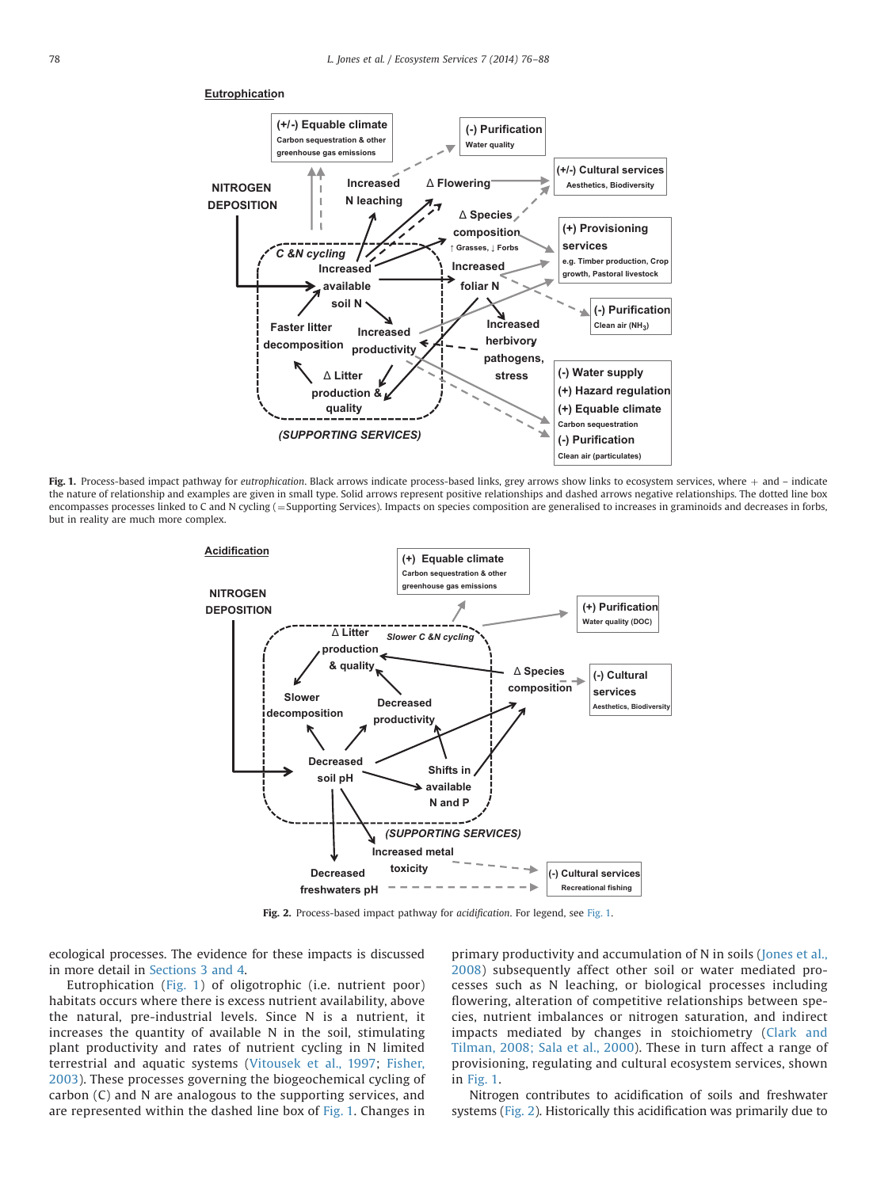**Eutrophication**

Fig. 1. Process-based impact pathway for *eutrophication*. Black arrows indicate process-based links, grey arrows show links to ecosystem services, where + and – indicate the nature of relationship and examples are given in small type. Solid arrows represent positive relationships and dashed arrows negative relationships. The dotted line box encompasses processes linked to C and N cycling (= Supporting Services). Impacts on species composition are generalised to increases in graminoids and decreases in forbs, but in reality are much more complex.

**Acidification**

Fig. 2. Process-based impact pathway for *acidification*. For legend, see Fig. 1.

ecological processes. The evidence for these impacts is discussed in more detail in Sections 3 and 4.

Eutrophication (Fig. 1) of oligotrophic (i.e. nutrient poor) habitats occurs where there is excess nutrient availability, above the natural, pre-industrial levels. Since N is a nutrient, it increases the quantity of available N in the soil, stimulating plant productivity and rates of nutrient cycling in N limited terrestrial and aquatic systems (Vitousek et al., 1997; Fisher, 2003). These processes governing the biogeochemical cycling of carbon (C) and N are analogous to the supporting services, and are represented within the dashed line box of Fig. 1. Changes in primary productivity and accumulation of N in soils (Jones et al., 2008) subsequently affect other soil or water mediated processes such as N leaching, or biological processes including flowering, alteration of competitive relationships between species, nutrient imbalances or nitrogen saturation, and indirect impacts mediated by changes in stoichiometry (Clark and Tilman, 2008; Sala et al., 2000). These in turn affect a range of provisioning, regulating and cultural ecosystem services, shown in Fig. 1.

Nitrogen contributes to acidification of soils and freshwater systems (Fig. 2). Historically this acidification was primarily due to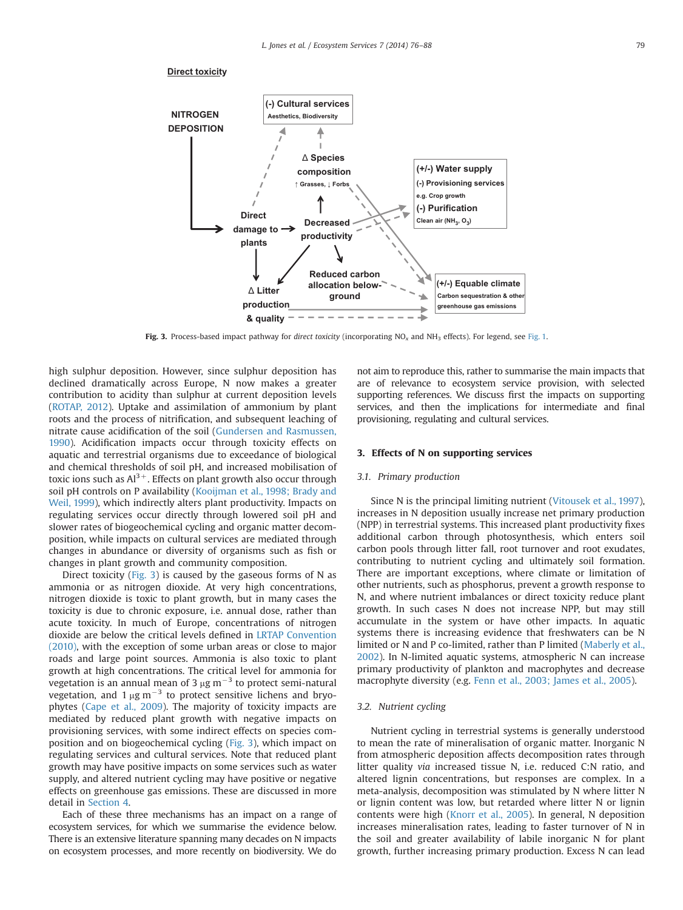**Fig. 3.** Process-based impact pathway for *direct toxicity* (incorporating $NO_x$ and $NH_3$ effects). For legend, see Fig. 1.

high sulphur deposition. However, since sulphur deposition has declined dramatically across Europe, N now makes a greater contribution to acidity than sulphur at current deposition levels (ROTAP, 2012). Uptake and assimilation of ammonium by plant roots and the process of nitrification, and subsequent leaching of nitrate cause acidification of the soil (Gundersen and Rasmussen, 1990). Acidification impacts occur through toxicity effects on aquatic and terrestrial organisms due to exceedance of biological and chemical thresholds of soil pH, and increased mobilisation of toxic ions such as $Al^{3+}$. Effects on plant growth also occur through soil pH controls on P availability (Kooijman et al., 1998; Brady and Weil, 1999), which indirectly alters plant productivity. Impacts on regulating services occur directly through lowered soil pH and slower rates of biogeochemical cycling and organic matter decomposition, while impacts on cultural services are mediated through changes in abundance or diversity of organisms such as fish or changes in plant growth and community composition.

Direct toxicity (Fig. 3) is caused by the gaseous forms of N as ammonia or as nitrogen dioxide. At very high concentrations, nitrogen dioxide is toxic to plant growth, but in many cases the toxicity is due to chronic exposure, i.e. annual dose, rather than acute toxicity. In much of Europe, concentrations of nitrogen dioxide are below the critical levels defined in LRTAP Convention (2010), with the exception of some urban areas or close to major roads and large point sources. Ammonia is also toxic to plant growth at high concentrations. The critical level for ammonia for vegetation is an annual mean of 3 $\mu g\, m^{-3}$ to protect semi-natural vegetation, and 1 $\mu g\, m^{-3}$ to protect sensitive lichens and bryophytes (Cape et al., 2009). The majority of toxicity impacts are mediated by reduced plant growth with negative impacts on provisioning services, with some indirect effects on species composition and on biogeochemical cycling (Fig. 3), which impact on regulating services and cultural services. Note that reduced plant growth may have positive impacts on some services such as water supply, and altered nutrient cycling may have positive or negative effects on greenhouse gas emissions. These are discussed in more detail in Section 4.

Each of these three mechanisms has an impact on a range of ecosystem services, for which we summarise the evidence below. There is an extensive literature spanning many decades on N impacts on ecosystem processes, and more recently on biodiversity. We do not aim to reproduce this, rather to summarise the main impacts that are of relevance to ecosystem service provision, with selected supporting references. We discuss first the impacts on supporting services, and then the implications for intermediate and final provisioning, regulating and cultural services.

## 3. Effects of N on supporting services

### 3.1. Primary production

Since N is the principal limiting nutrient (Vitousek et al., 1997), increases in N deposition usually increase net primary production (NPP) in terrestrial systems. This increased plant productivity fixes additional carbon through photosynthesis, which enters soil carbon pools through litter fall, root turnover and root exudates, contributing to nutrient cycling and ultimately soil formation. There are important exceptions, where climate or limitation of other nutrients, such as phosphorus, prevent a growth response to N, and where nutrient imbalances or direct toxicity reduce plant growth. In such cases N does not increase NPP, but may still accumulate in the system or have other impacts. In aquatic systems there is increasing evidence that freshwaters can be N limited or N and P co-limited, rather than P limited (Maberly et al., 2002). In N-limited aquatic systems, atmospheric N can increase primary productivity of plankton and macrophytes and decrease macrophyte diversity (e.g. Fenn et al., 2003; James et al., 2005).

### 3.2. Nutrient cycling

Nutrient cycling in terrestrial systems is generally understood to mean the rate of mineralisation of organic matter. Inorganic N from atmospheric deposition affects decomposition rates through litter quality *via* increased tissue N, i.e. reduced C:N ratio, and altered lignin concentrations, but responses are complex. In a meta-analysis, decomposition was stimulated by N where litter N or lignin content was low, but retarded where litter N or lignin contents were high (Knorr et al., 2005). In general, N deposition increases mineralisation rates, leading to faster turnover of N in the soil and greater availability of labile inorganic N for plant growth, further increasing primary production. Excess N can lead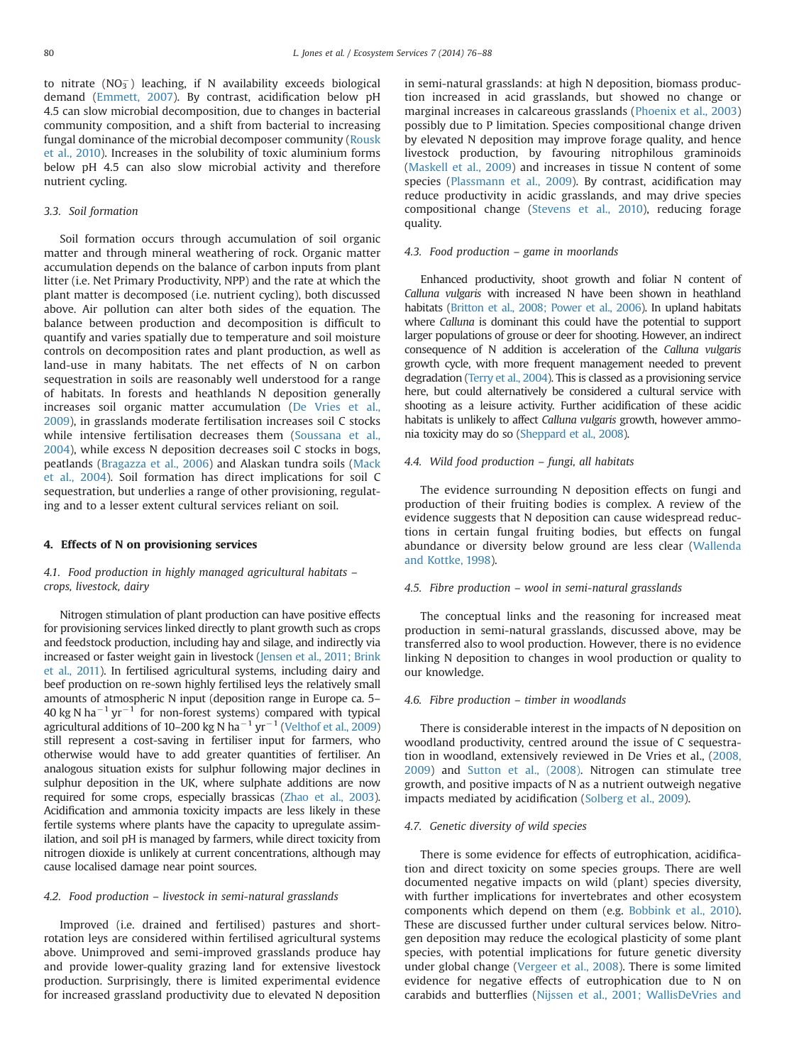to nitrate ($NO_3^-$) leaching, if N availability exceeds biological demand (Emmett, 2007). By contrast, acidification below pH 4.5 can slow microbial decomposition, due to changes in bacterial community composition, and a shift from bacterial to increasing fungal dominance of the microbial decomposer community (Rousk et al., 2010). Increases in the solubility of toxic aluminium forms below pH 4.5 can also slow microbial activity and therefore nutrient cycling.

### 3.3. Soil formation

Soil formation occurs through accumulation of soil organic matter and through mineral weathering of rock. Organic matter accumulation depends on the balance of carbon inputs from plant litter (i.e. Net Primary Productivity, NPP) and the rate at which the plant matter is decomposed (i.e. nutrient cycling), both discussed above. Air pollution can alter both sides of the equation. The balance between production and decomposition is difficult to quantify and varies spatially due to temperature and soil moisture controls on decomposition rates and plant production, as well as land-use in many habitats. The net effects of N on carbon sequestration in soils are reasonably well understood for a range of habitats. In forests and heathlands N deposition generally increases soil organic matter accumulation (De Vries et al., 2009), in grasslands moderate fertilisation increases soil C stocks while intensive fertilisation decreases them (Soussana et al., 2004), while excess N deposition decreases soil C stocks in bogs, peatlands (Bragazza et al., 2006) and Alaskan tundra soils (Mack et al., 2004). Soil formation has direct implications for soil C sequestration, but underlies a range of other provisioning, regulating and to a lesser extent cultural services reliant on soil.

## 4. Effects of N on provisioning services

### 4.1. Food production in highly managed agricultural habitats – crops, livestock, dairy

Nitrogen stimulation of plant production can have positive effects for provisioning services linked directly to plant growth such as crops and feedstock production, including hay and silage, and indirectly via increased or faster weight gain in livestock (Jensen et al., 2011; Brink et al., 2011). In fertilised agricultural systems, including dairy and beef production on re-sown highly fertilised leys the relatively small amounts of atmospheric N input (deposition range in Europe ca. 5–40 kg N ha$^{-1}$ yr$^{-1}$ for non-forest systems) compared with typical agricultural additions of 10–200 kg N ha$^{-1}$ yr$^{-1}$ (Velthof et al., 2009) still represent a cost-saving in fertiliser input for farmers, who otherwise would have to add greater quantities of fertiliser. An analogous situation exists for sulphur following major declines in sulphur deposition in the UK, where sulphate additions are now required for some crops, especially brassicas (Zhao et al., 2003). Acidification and ammonia toxicity impacts are less likely in these fertile systems where plants have the capacity to upregulate assimilation, and soil pH is managed by farmers, while direct toxicity from nitrogen dioxide is unlikely at current concentrations, although may cause localised damage near point sources.

### 4.2. Food production – livestock in semi-natural grasslands

Improved (i.e. drained and fertilised) pastures and short-rotation leys are considered within fertilised agricultural systems above. Unimproved and semi-improved grasslands produce hay and provide lower-quality grazing land for extensive livestock production. Surprisingly, there is limited experimental evidence for increased grassland productivity due to elevated N deposition in semi-natural grasslands: at high N deposition, biomass production increased in acid grasslands, but showed no change or marginal increases in calcareous grasslands (Phoenix et al., 2003) possibly due to P limitation. Species compositional change driven by elevated N deposition may improve forage quality, and hence livestock production, by favouring nitrophilous graminoids (Maskell et al., 2009) and increases in tissue N content of some species (Plassmann et al., 2009). By contrast, acidification may reduce productivity in acidic grasslands, and may drive species compositional change (Stevens et al., 2010), reducing forage quality.

### 4.3. Food production – game in moorlands

Enhanced productivity, shoot growth and foliar N content of *Calluna vulgaris* with increased N have been shown in heathland habitats (Britton et al., 2008; Power et al., 2006). In upland habitats where *Calluna* is dominant this could have the potential to support larger populations of grouse or deer for shooting. However, an indirect consequence of N addition is acceleration of the *Calluna vulgaris* growth cycle, with more frequent management needed to prevent degradation (Terry et al., 2004). This is classed as a provisioning service here, but could alternatively be considered a cultural service with shooting as a leisure activity. Further acidification of these acidic habitats is unlikely to affect *Calluna vulgaris* growth, however ammonia toxicity may do so (Sheppard et al., 2008).

### 4.4. Wild food production – fungi, all habitats

The evidence surrounding N deposition effects on fungi and production of their fruiting bodies is complex. A review of the evidence suggests that N deposition can cause widespread reductions in certain fungal fruiting bodies, but effects on fungal abundance or diversity below ground are less clear (Wallenda and Kottke, 1998).

### 4.5. Fibre production – wool in semi-natural grasslands

The conceptual links and the reasoning for increased meat production in semi-natural grasslands, discussed above, may be transferred also to wool production. However, there is no evidence linking N deposition to changes in wool production or quality to our knowledge.

### 4.6. Fibre production – timber in woodlands

There is considerable interest in the impacts of N deposition on woodland productivity, centred around the issue of C sequestration in woodland, extensively reviewed in De Vries et al., (2008, 2009) and Sutton et al., (2008). Nitrogen can stimulate tree growth, and positive impacts of N as a nutrient outweigh negative impacts mediated by acidification (Solberg et al., 2009).

### 4.7. Genetic diversity of wild species

There is some evidence for effects of eutrophication, acidification and direct toxicity on some species groups. There are well documented negative impacts on wild (plant) species diversity, with further implications for invertebrates and other ecosystem components which depend on them (e.g. Bobbink et al., 2010). These are discussed further under cultural services below. Nitrogen deposition may reduce the ecological plasticity of some plant species, with potential implications for future genetic diversity under global change (Vergeer et al., 2008). There is some limited evidence for negative effects of eutrophication due to N on carabids and butterflies (Nijssen et al., 2001; WallisDeVries and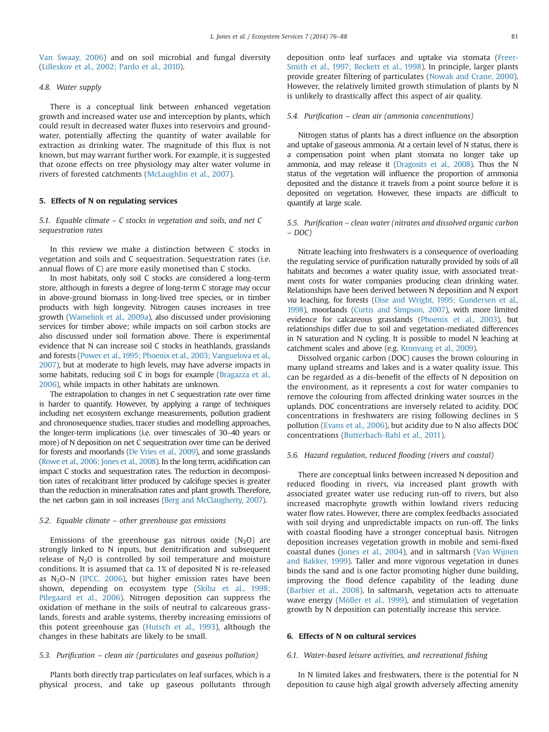Van Swaay, 2006) and on soil microbial and fungal diversity (Lilleskov et al., 2002; Pardo et al., 2010).

### 4.8. Water supply

There is a conceptual link between enhanced vegetation growth and increased water use and interception by plants, which could result in decreased water fluxes into reservoirs and groundwater, potentially affecting the quantity of water available for extraction as drinking water. The magnitude of this flux is not known, but may warrant further work. For example, it is suggested that ozone effects on tree physiology may alter water volume in rivers of forested catchments (McLaughlin et al., 2007).

## 5. Effects of N on regulating services

### 5.1. Equable climate – C stocks in vegetation and soils, and net C sequestration rates

In this review we make a distinction between C stocks in vegetation and soils and C sequestration. Sequestration rates (i.e. annual flows of C) are more easily monetised than C stocks.

In most habitats, only soil C stocks are considered a long-term store, although in forests a degree of long-term C storage may occur in above-ground biomass in long-lived tree species, or in timber products with high longevity. Nitrogen causes increases in tree growth (Wamelink et al., 2009a), also discussed under provisioning services for timber above; while impacts on soil carbon stocks are also discussed under soil formation above. There is experimental evidence that N can increase soil C stocks in heathlands, grasslands and forests (Power et al., 1995; Phoenix et al., 2003; Vanguelova et al., 2007), but at moderate to high levels, may have adverse impacts in some habitats, reducing soil C in bogs for example (Bragazza et al., 2006), while impacts in other habitats are unknown.

The extrapolation to changes in net C sequestration rate over time is harder to quantify. However, by applying a range of techniques including net ecosystem exchange measurements, pollution gradient and chronosequence studies, tracer studies and modelling approaches, the longer-term implications (i.e. over timescales of 30–40 years or more) of N deposition on net C sequestration over time can be derived for forests and moorlands (De Vries et al., 2009), and some grasslands (Rowe et al., 2006; Jones et al., 2008). In the long term, acidification can impact C stocks and sequestration rates. The reduction in decomposition rates of recalcitrant litter produced by calcifuge species is greater than the reduction in mineralisation rates and plant growth. Therefore, the net carbon gain in soil increases (Berg and McClaugherty, 2007).

### 5.2. Equable climate – other greenhouse gas emissions

Emissions of the greenhouse gas nitrous oxide ($N_2O$) are strongly linked to N inputs, but denitrification and subsequent release of $N_2O$ is controlled by soil temperature and moisture conditions. It is assumed that ca. 1% of deposited N is re-released as $N_2O$–N (IPCC, 2006), but higher emission rates have been shown, depending on ecosystem type (Skiba et al., 1998; Pilegaard et al., 2006). Nitrogen deposition can suppress the oxidation of methane in the soils of neutral to calcareous grasslands, forests and arable systems, thereby increasing emissions of this potent greenhouse gas (Hutsch et al., 1993), although the changes in these habitats are likely to be small.

### 5.3. Purification – clean air (particulates and gaseous pollution)

Plants both directly trap particulates on leaf surfaces, which is a physical process, and take up gaseous pollutants through deposition onto leaf surfaces and uptake via stomata (Freer-Smith et al., 1997; Beckett et al., 1998). In principle, larger plants provide greater filtering of particulates (Nowak and Crane, 2000). However, the relatively limited growth stimulation of plants by N is unlikely to drastically affect this aspect of air quality.

### 5.4. Purification – clean air (ammonia concentrations)

Nitrogen status of plants has a direct influence on the absorption and uptake of gaseous ammonia. At a certain level of N status, there is a compensation point when plant stomata no longer take up ammonia, and may release it (Dragosits et al., 2008). Thus the N status of the vegetation will influence the proportion of ammonia deposited and the distance it travels from a point source before it is deposited on vegetation. However, these impacts are difficult to quantify at large scale.

### 5.5. Purification – clean water (nitrates and dissolved organic carbon – DOC)

Nitrate leaching into freshwaters is a consequence of overloading the regulating service of purification naturally provided by soils of all habitats and becomes a water quality issue, with associated treatment costs for water companies producing clean drinking water. Relationships have been derived between N deposition and N export *via* leaching, for forests (Dise and Wright, 1995; Gundersen et al., 1998), moorlands (Curtis and Simpson, 2007), with more limited evidence for calcareous grasslands (Phoenix et al., 2003), but relationships differ due to soil and vegetation-mediated differences in N saturation and N cycling. It is possible to model N leaching at catchment scales and above (e.g. Kronvang et al., 2009).

Dissolved organic carbon (DOC) causes the brown colouring in many upland streams and lakes and is a water quality issue. This can be regarded as a dis-benefit of the effects of N deposition on the environment, as it represents a cost for water companies to remove the colouring from affected drinking water sources in the uplands. DOC concentrations are inversely related to acidity. DOC concentrations in freshwaters are rising following declines in S pollution (Evans et al., 2006), but acidity due to N also affects DOC concentrations (Butterbach-Bahl et al., 2011).

### 5.6. Hazard regulation, reduced flooding (rivers and coastal)

There are conceptual links between increased N deposition and reduced flooding in rivers, via increased plant growth with associated greater water use reducing run-off to rivers, but also increased macrophyte growth within lowland rivers reducing water flow rates. However, there are complex feedbacks associated with soil drying and unpredictable impacts on run-off. The links with coastal flooding have a stronger conceptual basis. Nitrogen deposition increases vegetation growth in mobile and semi-fixed coastal dunes (Jones et al., 2004), and in saltmarsh (Van Wijnen and Bakker, 1999). Taller and more vigorous vegetation in dunes binds the sand and is one factor promoting higher dune building, improving the flood defence capability of the leading dune (Barbier et al., 2008). In saltmarsh, vegetation acts to attenuate wave energy (Möller et al., 1999), and stimulation of vegetation growth by N deposition can potentially increase this service.

## 6. Effects of N on cultural services

### 6.1. Water-based leisure activities, and recreational fishing

In N limited lakes and freshwaters, there is the potential for N deposition to cause high algal growth adversely affecting amenity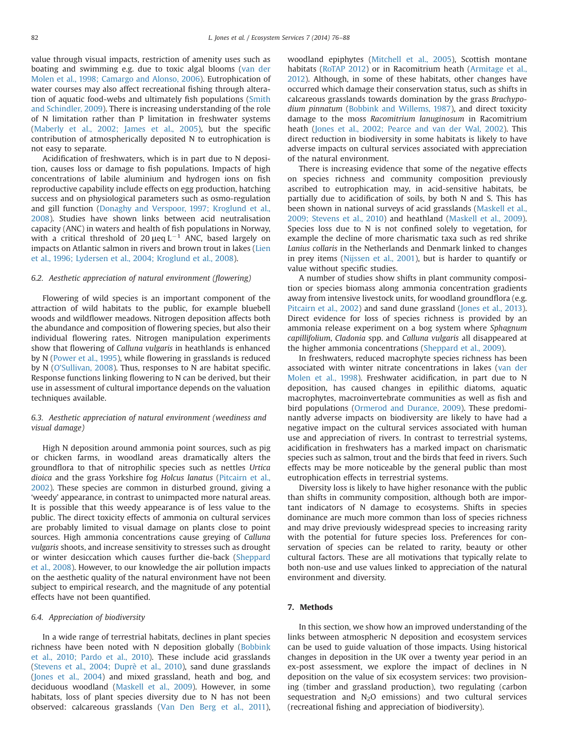value through visual impacts, restriction of amenity uses such as boating and swimming e.g. due to toxic algal blooms (van der Molen et al., 1998; Camargo and Alonso, 2006). Eutrophication of water courses may also affect recreational fishing through alteration of aquatic food-webs and ultimately fish populations (Smith and Schindler, 2009). There is increasing understanding of the role of N limitation rather than P limitation in freshwater systems (Maberly et al., 2002; James et al., 2005), but the specific contribution of atmospherically deposited N to eutrophication is not easy to separate.

Acidification of freshwaters, which is in part due to N deposition, causes loss or damage to fish populations. Impacts of high concentrations of labile aluminium and hydrogen ions on fish reproductive capability include effects on egg production, hatching success and on physiological parameters such as osmo-regulation and gill function (Donaghy and Verspoor, 1997; Kroglund et al., 2008). Studies have shown links between acid neutralisation capacity (ANC) in waters and health of fish populations in Norway, with a critical threshold of 20 $\mu$eq $L^{-1}$ ANC, based largely on impacts on Atlantic salmon in rivers and brown trout in lakes (Lien et al., 1996; Lydersen et al., 2004; Kroglund et al., 2008).

### 6.2. Aesthetic appreciation of natural environment (flowering)

Flowering of wild species is an important component of the attraction of wild habitats to the public, for example bluebell woods and wildflower meadows. Nitrogen deposition affects both the abundance and composition of flowering species, but also their individual flowering rates. Nitrogen manipulation experiments show that flowering of *Calluna vulgaris* in heathlands is enhanced by N (Power et al., 1995), while flowering in grasslands is reduced by N (O'Sullivan, 2008). Thus, responses to N are habitat specific. Response functions linking flowering to N can be derived, but their use in assessment of cultural importance depends on the valuation techniques available.

### 6.3. Aesthetic appreciation of natural environment (weediness and visual damage)

High N deposition around ammonia point sources, such as pig or chicken farms, in woodland areas dramatically alters the groundflora to that of nitrophilic species such as nettles *Urtica dioica* and the grass Yorkshire fog *Holcus lanatus* (Pitcairn et al., 2002). These species are common in disturbed ground, giving a 'weedy' appearance, in contrast to unimpacted more natural areas. It is possible that this weedy appearance is of less value to the public. The direct toxicity effects of ammonia on cultural services are probably limited to visual damage on plants close to point sources. High ammonia concentrations cause greying of *Calluna vulgaris* shoots, and increase sensitivity to stresses such as drought or winter desiccation which causes further die-back (Sheppard et al., 2008). However, to our knowledge the air pollution impacts on the aesthetic quality of the natural environment have not been subject to empirical research, and the magnitude of any potential effects have not been quantified.

### 6.4. Appreciation of biodiversity

In a wide range of terrestrial habitats, declines in plant species richness have been noted with N deposition globally (Bobbink et al., 2010; Pardo et al., 2010). These include acid grasslands (Stevens et al., 2004; Duprè et al., 2010), sand dune grasslands (Jones et al., 2004) and mixed grassland, heath and bog, and deciduous woodland (Maskell et al., 2009). However, in some habitats, loss of plant species diversity due to N has not been observed: calcareous grasslands (Van Den Berg et al., 2011), woodland epiphytes (Mitchell et al., 2005), Scottish montane habitats (RoTAP 2012) or in Racomitrium heath (Armitage et al., 2012). Although, in some of these habitats, other changes have occurred which damage their conservation status, such as shifts in calcareous grasslands towards domination by the grass *Brachypodium pinnatum* (Bobbink and Willems, 1987), and direct toxicity damage to the moss *Racomitrium lanuginosum* in Racomitrium heath (Jones et al., 2002; Pearce and van der Wal, 2002). This direct reduction in biodiversity in some habitats is likely to have adverse impacts on cultural services associated with appreciation of the natural environment.

There is increasing evidence that some of the negative effects on species richness and community composition previously ascribed to eutrophication may, in acid-sensitive habitats, be partially due to acidification of soils, by both N and S. This has been shown in national surveys of acid grasslands (Maskell et al., 2009; Stevens et al., 2010) and heathland (Maskell et al., 2009). Species loss due to N is not confined solely to vegetation, for example the decline of more charismatic taxa such as red shrike *Lanius collaris* in the Netherlands and Denmark linked to changes in prey items (Nijssen et al., 2001), but is harder to quantify or value without specific studies.

A number of studies show shifts in plant community composition or species biomass along ammonia concentration gradients away from intensive livestock units, for woodland groundflora (e.g. Pitcairn et al., 2002) and sand dune grassland (Jones et al., 2013). Direct evidence for loss of species richness is provided by an ammonia release experiment on a bog system where *Sphagnum capillifolium*, *Cladonia* spp. and *Calluna vulgaris* all disappeared at the higher ammonia concentrations (Sheppard et al., 2009).

In freshwaters, reduced macrophyte species richness has been associated with winter nitrate concentrations in lakes (van der Molen et al., 1998). Freshwater acidification, in part due to N deposition, has caused changes in epilithic diatoms, aquatic macrophytes, macroinvertebrate communities as well as fish and bird populations (Ormerod and Durance, 2009). These predominantly adverse impacts on biodiversity are likely to have had a negative impact on the cultural services associated with human use and appreciation of rivers. In contrast to terrestrial systems, acidification in freshwaters has a marked impact on charismatic species such as salmon, trout and the birds that feed in rivers. Such effects may be more noticeable by the general public than most eutrophication effects in terrestrial systems.

Diversity loss is likely to have higher resonance with the public than shifts in community composition, although both are important indicators of N damage to ecosystems. Shifts in species dominance are much more common than loss of species richness and may drive previously widespread species to increasing rarity with the potential for future species loss. Preferences for conservation of species can be related to rarity, beauty or other cultural factors. These are all motivations that typically relate to both non-use and use values linked to appreciation of the natural environment and diversity.

## 7. Methods

In this section, we show how an improved understanding of the links between atmospheric N deposition and ecosystem services can be used to guide valuation of those impacts. Using historical changes in deposition in the UK over a twenty year period in an ex-post assessment, we explore the impact of declines in N deposition on the value of six ecosystem services: two provisioning (timber and grassland production), two regulating (carbon sequestration and $N_2O$ emissions) and two cultural services (recreational fishing and appreciation of biodiversity).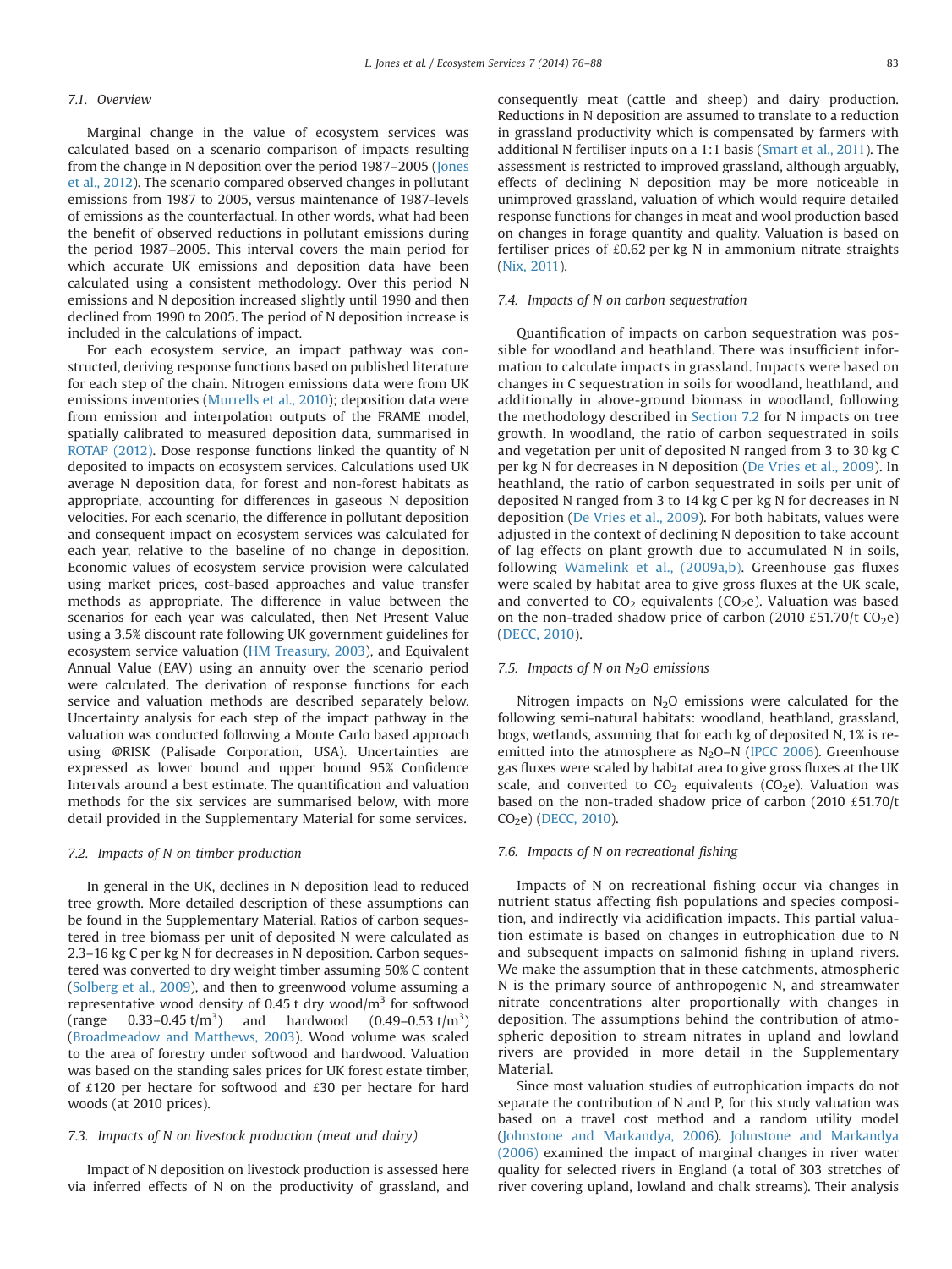### 7.1. Overview

Marginal change in the value of ecosystem services was calculated based on a scenario comparison of impacts resulting from the change in N deposition over the period 1987–2005 (Jones et al., 2012). The scenario compared observed changes in pollutant emissions from 1987 to 2005, versus maintenance of 1987-levels of emissions as the counterfactual. In other words, what had been the benefit of observed reductions in pollutant emissions during the period 1987–2005. This interval covers the main period for which accurate UK emissions and deposition data have been calculated using a consistent methodology. Over this period N emissions and N deposition increased slightly until 1990 and then declined from 1990 to 2005. The period of N deposition increase is included in the calculations of impact.

For each ecosystem service, an impact pathway was constructed, deriving response functions based on published literature for each step of the chain. Nitrogen emissions data were from UK emissions inventories (Murrells et al., 2010); deposition data were from emission and interpolation outputs of the FRAME model, spatially calibrated to measured deposition data, summarised in ROTAP (2012). Dose response functions linked the quantity of N deposited to impacts on ecosystem services. Calculations used UK average N deposition data, for forest and non-forest habitats as appropriate, accounting for differences in gaseous N deposition velocities. For each scenario, the difference in pollutant deposition and consequent impact on ecosystem services was calculated for each year, relative to the baseline of no change in deposition. Economic values of ecosystem service provision were calculated using market prices, cost-based approaches and value transfer methods as appropriate. The difference in value between the scenarios for each year was calculated, then Net Present Value using a 3.5% discount rate following UK government guidelines for ecosystem service valuation (HM Treasury, 2003), and Equivalent Annual Value (EAV) using an annuity over the scenario period were calculated. The derivation of response functions for each service and valuation methods are described separately below. Uncertainty analysis for each step of the impact pathway in the valuation was conducted following a Monte Carlo based approach using @RISK (Palisade Corporation, USA). Uncertainties are expressed as lower bound and upper bound 95% Confidence Intervals around a best estimate. The quantification and valuation methods for the six services are summarised below, with more detail provided in the Supplementary Material for some services.

### 7.2. Impacts of N on timber production

In general in the UK, declines in N deposition lead to reduced tree growth. More detailed description of these assumptions can be found in the Supplementary Material. Ratios of carbon sequestered in tree biomass per unit of deposited N were calculated as 2.3–16 kg C per kg N for decreases in N deposition. Carbon sequestered was converted to dry weight timber assuming 50% C content (Solberg et al., 2009), and then to greenwood volume assuming a representative wood density of 0.45 t dry wood/$m^3$ for softwood (range 0.33–0.45 t/$m^3$) and hardwood (0.49–0.53 t/$m^3$) (Broadmeadow and Matthews, 2003). Wood volume was scaled to the area of forestry under softwood and hardwood. Valuation was based on the standing sales prices for UK forest estate timber, of £120 per hectare for softwood and £30 per hectare for hard woods (at 2010 prices).

### 7.3. Impacts of N on livestock production (meat and dairy)

Impact of N deposition on livestock production is assessed here via inferred effects of N on the productivity of grassland, and consequently meat (cattle and sheep) and dairy production. Reductions in N deposition are assumed to translate to a reduction in grassland productivity which is compensated by farmers with additional N fertiliser inputs on a 1:1 basis (Smart et al., 2011). The assessment is restricted to improved grassland, although arguably, effects of declining N deposition may be more noticeable in unimproved grassland, valuation of which would require detailed response functions for changes in meat and wool production based on changes in forage quantity and quality. Valuation is based on fertiliser prices of £0.62 per kg N in ammonium nitrate straights (Nix, 2011).

### 7.4. Impacts of N on carbon sequestration

Quantification of impacts on carbon sequestration was possible for woodland and heathland. There was insufficient information to calculate impacts in grassland. Impacts were based on changes in C sequestration in soils for woodland, heathland, and additionally in above-ground biomass in woodland, following the methodology described in Section 7.2 for N impacts on tree growth. In woodland, the ratio of carbon sequestrated in soils and vegetation per unit of deposited N ranged from 3 to 30 kg C per kg N for decreases in N deposition (De Vries et al., 2009). In heathland, the ratio of carbon sequestrated in soils per unit of deposited N ranged from 3 to 14 kg C per kg N for decreases in N deposition (De Vries et al., 2009). For both habitats, values were adjusted in the context of declining N deposition to take account of lag effects on plant growth due to accumulated N in soils, following Wamelink et al., (2009a,b). Greenhouse gas fluxes were scaled by habitat area to give gross fluxes at the UK scale, and converted to $CO_2$ equivalents ($CO_2e$). Valuation was based on the non-traded shadow price of carbon (2010 £51.70/t $CO_2e$) (DECC, 2010).

### 7.5. Impacts of N on $N_2O$ emissions

Nitrogen impacts on $N_2O$ emissions were calculated for the following semi-natural habitats: woodland, heathland, grassland, bogs, wetlands, assuming that for each kg of deposited N, 1% is re-emitted into the atmosphere as $N_2O$–N (IPCC 2006). Greenhouse gas fluxes were scaled by habitat area to give gross fluxes at the UK scale, and converted to $CO_2$ equivalents ($CO_2e$). Valuation was based on the non-traded shadow price of carbon (2010 £51.70/t $CO_2e$) (DECC, 2010).

### 7.6. Impacts of N on recreational fishing

Impacts of N on recreational fishing occur via changes in nutrient status affecting fish populations and species composition, and indirectly via acidification impacts. This partial valuation estimate is based on changes in eutrophication due to N and subsequent impacts on salmonid fishing in upland rivers. We make the assumption that in these catchments, atmospheric N is the primary source of anthropogenic N, and streamwater nitrate concentrations alter proportionally with changes in deposition. The assumptions behind the contribution of atmospheric deposition to stream nitrates in upland and lowland rivers are provided in more detail in the Supplementary Material.

Since most valuation studies of eutrophication impacts do not separate the contribution of N and P, for this study valuation was based on a travel cost method and a random utility model (Johnstone and Markandya, 2006). Johnstone and Markandya (2006) examined the impact of marginal changes in river water quality for selected rivers in England (a total of 303 stretches of river covering upland, lowland and chalk streams). Their analysis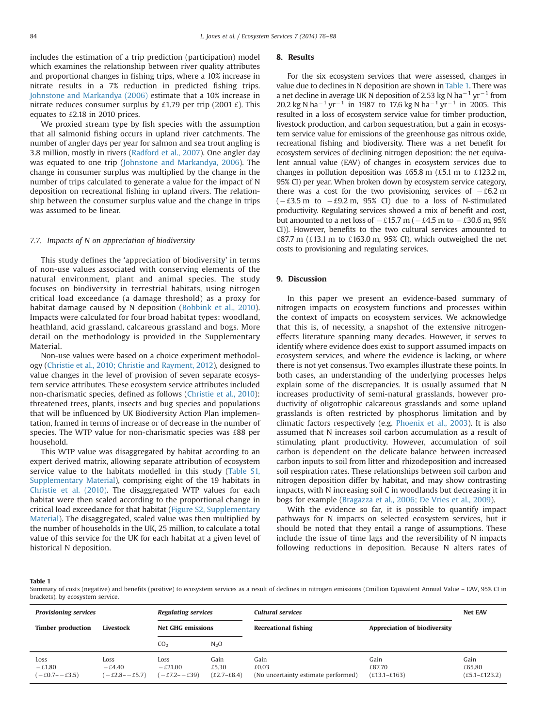includes the estimation of a trip prediction (participation) model which examines the relationship between river quality attributes and proportional changes in fishing trips, where a 10% increase in nitrate results in a 7% reduction in predicted fishing trips. Johnstone and Markandya (2006) estimate that a 10% increase in nitrate reduces consumer surplus by £1.79 per trip (2001 £). This equates to £2.18 in 2010 prices.

We proxied stream type by fish species with the assumption that all salmonid fishing occurs in upland river catchments. The number of angler days per year for salmon and sea trout angling is 3.8 million, mostly in rivers (Radford et al., 2007). One angler day was equated to one trip (Johnstone and Markandya, 2006). The change in consumer surplus was multiplied by the change in the number of trips calculated to generate a value for the impact of N deposition on recreational fishing in upland rivers. The relationship between the consumer surplus value and the change in trips was assumed to be linear.

### 7.7. Impacts of N on appreciation of biodiversity

This study defines the 'appreciation of biodiversity' in terms of non-use values associated with conserving elements of the natural environment, plant and animal species. The study focuses on biodiversity in terrestrial habitats, using nitrogen critical load exceedance (a damage threshold) as a proxy for habitat damage caused by N deposition (Bobbink et al., 2010). Impacts were calculated for four broad habitat types: woodland, heathland, acid grassland, calcareous grassland and bogs. More detail on the methodology is provided in the Supplementary Material.

Non-use values were based on a choice experiment methodology (Christie et al., 2010; Christie and Rayment, 2012), designed to value changes in the level of provision of seven separate ecosystem service attributes. These ecosystem service attributes included non-charismatic species, defined as follows (Christie et al., 2010): threatened trees, plants, insects and bug species and populations that will be influenced by UK Biodiversity Action Plan implementation, framed in terms of increase or of decrease in the number of species. The WTP value for non-charismatic species was £88 per household.

This WTP value was disaggregated by habitat according to an expert derived matrix, allowing separate attribution of ecosystem service value to the habitats modelled in this study (Table S1, Supplementary Material), comprising eight of the 19 habitats in Christie et al. (2010). The disaggregated WTP values for each habitat were then scaled according to the proportional change in critical load exceedance for that habitat (Figure S2, Supplementary Material). The disaggregated, scaled value was then multiplied by the number of households in the UK, 25 million, to calculate a total value of this service for the UK for each habitat at a given level of historical N deposition.

## 8. Results

For the six ecosystem services that were assessed, changes in value due to declines in N deposition are shown in Table 1. There was a net decline in average UK N deposition of 2.53 kg N $ha^{-1}$ $yr^{-1}$ from 20.2 kg N $ha^{-1}$ $yr^{-1}$ in 1987 to 17.6 kg N $ha^{-1}$ $yr^{-1}$ in 2005. This resulted in a loss of ecosystem service value for timber production, livestock production, and carbon sequestration, but a gain in ecosystem service value for emissions of the greenhouse gas nitrous oxide, recreational fishing and biodiversity. There was a net benefit for ecosystem services of declining nitrogen deposition: the net equivalent annual value (EAV) of changes in ecosystem services due to changes in pollution deposition was £65.8 m (£5.1 m to £123.2 m, 95% CI) per year. When broken down by ecosystem service category, there was a cost for the two provisioning services of −£6.2 m (−£3.5 m to −£9.2 m, 95% CI) due to a loss of N-stimulated productivity. Regulating services showed a mix of benefit and cost, but amounted to a net loss of −£15.7 m (−£4.5 m to −£30.6 m, 95% CI)). However, benefits to the two cultural services amounted to £87.7 m (£13.1 m to £163.0 m, 95% CI), which outweighed the net costs to provisioning and regulating services.

## 9. Discussion

In this paper we present an evidence-based summary of nitrogen impacts on ecosystem functions and processes within the context of impacts on ecosystem services. We acknowledge that this is, of necessity, a snapshot of the extensive nitrogen-effects literature spanning many decades. However, it serves to identify where evidence does exist to support assumed impacts on ecosystem services, and where the evidence is lacking, or where there is not yet consensus. Two examples illustrate these points. In both cases, an understanding of the underlying processes helps explain some of the discrepancies. It is usually assumed that N increases productivity of semi-natural grasslands, however productivity of oligotrophic calcareous grasslands and some upland grasslands is often restricted by phosphorus limitation and by climatic factors respectively (e.g. Phoenix et al., 2003). It is also assumed that N increases soil carbon accumulation as a result of stimulating plant productivity. However, accumulation of soil carbon is dependent on the delicate balance between increased carbon inputs to soil from litter and rhizodeposition and increased soil respiration rates. These relationships between soil carbon and nitrogen deposition differ by habitat, and may show contrasting impacts, with N increasing soil C in woodlands but decreasing it in bogs for example (Bragazza et al., 2006; De Vries et al., 2009).

With the evidence so far, it is possible to quantify impact pathways for N impacts on selected ecosystem services, but it should be noted that they entail a range of assumptions. These include the issue of time lags and the reversibility of N impacts following reductions in deposition. Because N alters rates of

**Table 1**
Summary of costs (negative) and benefits (positive) to ecosystem services as a result of declines in nitrogen emissions (£million Equivalent Annual Value – EAV, 95% CI in brackets), by ecosystem service.

| *Provisioning services* | | *Regulating services* | | *Cultural services* | | Net EAV |
|---|---|---|---|---|---|---|
| Timber production | Livestock | Net GHG emissions | | Recreational fishing | Appreciation of biodiversity | |
| | | $CO_2$ | $N_2O$ | | | |
| Loss<br>−£1.80<br>(−£0.7– −£3.5) | Loss<br>−£4.40<br>(−£2.8– −£5.7) | Loss<br>−£21.00<br>(−£7.2– −£39) | Gain<br>£5.30<br>(£2.7–£8.4) | Gain<br>£0.03<br>(No uncertainty estimate performed) | Gain<br>£87.70<br>(£13.1–£163) | Gain<br>£65.80<br>(£5.1–£123.2) |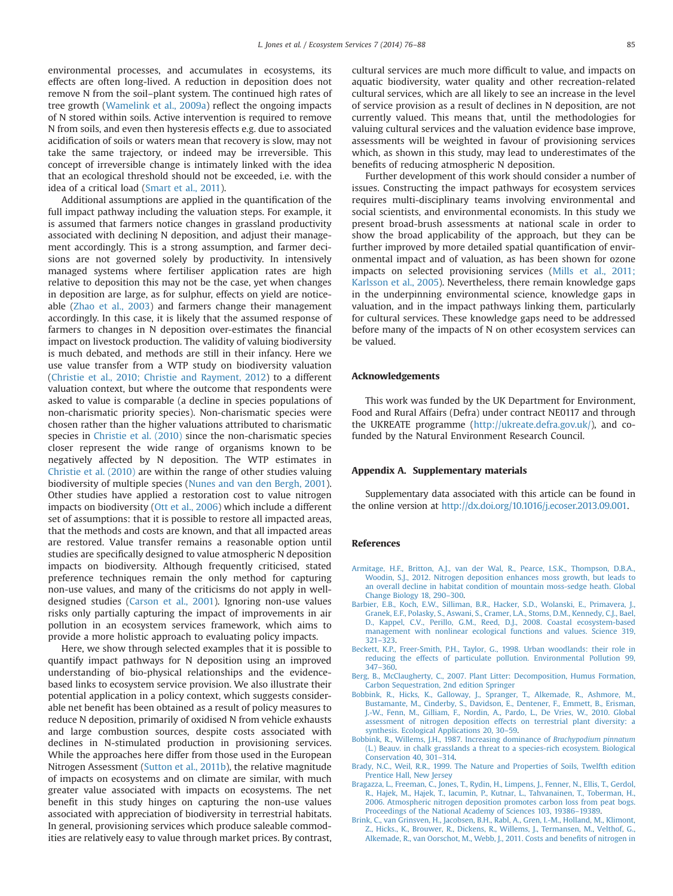environmental processes, and accumulates in ecosystems, its effects are often long-lived. A reduction in deposition does not remove N from the soil–plant system. The continued high rates of tree growth (Wamelink et al., 2009a) reflect the ongoing impacts of N stored within soils. Active intervention is required to remove N from soils, and even then hysteresis effects e.g. due to associated acidification of soils or waters mean that recovery is slow, may not take the same trajectory, or indeed may be irreversible. This concept of irreversible change is intimately linked with the idea that an ecological threshold should not be exceeded, i.e. with the idea of a critical load (Smart et al., 2011).

Additional assumptions are applied in the quantification of the full impact pathway including the valuation steps. For example, it is assumed that farmers notice changes in grassland productivity associated with declining N deposition, and adjust their management accordingly. This is a strong assumption, and farmer decisions are not governed solely by productivity. In intensively managed systems where fertiliser application rates are high relative to deposition this may not be the case, yet when changes in deposition are large, as for sulphur, effects on yield are noticeable (Zhao et al., 2003) and farmers change their management accordingly. In this case, it is likely that the assumed response of farmers to changes in N deposition over-estimates the financial impact on livestock production. The validity of valuing biodiversity is much debated, and methods are still in their infancy. Here we use value transfer from a WTP study on biodiversity valuation (Christie et al., 2010; Christie and Rayment, 2012) to a different valuation context, but where the outcome that respondents were asked to value is comparable (a decline in species populations of non-charismatic priority species). Non-charismatic species were chosen rather than the higher valuations attributed to charismatic species in Christie et al. (2010) since the non-charismatic species closer represent the wide range of organisms known to be negatively affected by N deposition. The WTP estimates in Christie et al. (2010) are within the range of other studies valuing biodiversity of multiple species (Nunes and van den Bergh, 2001). Other studies have applied a restoration cost to value nitrogen impacts on biodiversity (Ott et al., 2006) which include a different set of assumptions: that it is possible to restore all impacted areas, that the methods and costs are known, and that all impacted areas are restored. Value transfer remains a reasonable option until studies are specifically designed to value atmospheric N deposition impacts on biodiversity. Although frequently criticised, stated preference techniques remain the only method for capturing non-use values, and many of the criticisms do not apply in well-designed studies (Carson et al., 2001). Ignoring non-use values risks only partially capturing the impact of improvements in air pollution in an ecosystem services framework, which aims to provide a more holistic approach to evaluating policy impacts.

Here, we show through selected examples that it is possible to quantify impact pathways for N deposition using an improved understanding of bio-physical relationships and the evidence-based links to ecosystem service provision. We also illustrate their potential application in a policy context, which suggests considerable net benefit has been obtained as a result of policy measures to reduce N deposition, primarily of oxidised N from vehicle exhausts and large combustion sources, despite costs associated with declines in N-stimulated production in provisioning services. While the approaches here differ from those used in the European Nitrogen Assessment (Sutton et al., 2011b), the relative magnitude of impacts on ecosystems and on climate are similar, with much greater value associated with impacts on ecosystems. The net benefit in this study hinges on capturing the non-use values associated with appreciation of biodiversity in terrestrial habitats. In general, provisioning services which produce saleable commodities are relatively easy to value through market prices. By contrast, cultural services are much more difficult to value, and impacts on aquatic biodiversity, water quality and other recreation-related cultural services, which are all likely to see an increase in the level of service provision as a result of declines in N deposition, are not currently valued. This means that, until the methodologies for valuing cultural services and the valuation evidence base improve, assessments will be weighted in favour of provisioning services which, as shown in this study, may lead to underestimates of the benefits of reducing atmospheric N deposition.

Further development of this work should consider a number of issues. Constructing the impact pathways for ecosystem services requires multi-disciplinary teams involving environmental and social scientists, and environmental economists. In this study we present broad-brush assessments at national scale in order to show the broad applicability of the approach, but they can be further improved by more detailed spatial quantification of environmental impact and of valuation, as has been shown for ozone impacts on selected provisioning services (Mills et al., 2011; Karlsson et al., 2005). Nevertheless, there remain knowledge gaps in the underpinning environmental science, knowledge gaps in valuation, and in the impact pathways linking them, particularly for cultural services. These knowledge gaps need to be addressed before many of the impacts of N on other ecosystem services can be valued.

## Acknowledgements

This work was funded by the UK Department for Environment, Food and Rural Affairs (Defra) under contract NE0117 and through the UKREATE programme (http://ukreate.defra.gov.uk/), and co-funded by the Natural Environment Research Council.

## Appendix A. Supplementary materials

Supplementary data associated with this article can be found in the online version at http://dx.doi.org/10.1016/j.ecoser.2013.09.001.

## References

Armitage, H.F., Britton, A.J., van der Wal, R., Pearce, I.S.K., Thompson, D.B.A., Woodin, S.J., 2012. Nitrogen deposition enhances moss growth, but leads to an overall decline in habitat condition of mountain moss-sedge heath. Global Change Biology 18, 290–300.

Barbier, E.B., Koch, E.W., Silliman, B.R., Hacker, S.D., Wolanski, E., Primavera, J., Granek, E.F., Polasky, S., Aswani, S., Cramer, L.A., Stoms, D.M., Kennedy, C.J., Bael, D., Kappel, C.V., Perillo, G.M., Reed, D.J., 2008. Coastal ecosystem-based management with nonlinear ecological functions and values. Science 319, 321–323.

Beckett, K.P., Freer-Smith, P.H., Taylor, G., 1998. Urban woodlands: their role in reducing the effects of particulate pollution. Environmental Pollution 99, 347–360.

Berg, B., McClaugherty, C., 2007. Plant Litter: Decomposition, Humus Formation, Carbon Sequestration, 2nd edition Springer

Bobbink, R., Hicks, K., Galloway, J., Spranger, T., Alkemade, R., Ashmore, M., Bustamante, M., Cinderby, S., Davidson, E., Dentener, F., Emmett, B., Erisman, J.-W., Fenn, M., Gilliam, F., Nordin, A., Pardo, L., De Vries, W., 2010. Global assessment of nitrogen deposition effects on terrestrial plant diversity: a synthesis. Ecological Applications 20, 30–59.

Bobbink, R., Willems, J.H., 1987. Increasing dominance of *Brachypodium pinnatum* (L.) Beauv. in chalk grasslands a threat to a species-rich ecosystem. Biological Conservation 40, 301–314.

Brady, N.C., Weil, R.R., 1999. The Nature and Properties of Soils, Twelfth edition Prentice Hall, New Jersey

Bragazza, L., Freeman, C., Jones, T., Rydin, H., Limpens, J., Fenner, N., Ellis, T., Gerdol, R., Hajek, M., Hajek, T., Iacumin, P., Kutnar, L., Tahvanainen, T., Toberman, H., 2006. Atmospheric nitrogen deposition promotes carbon loss from peat bogs. Proceedings of the National Academy of Sciences 103, 19386–19389.

Brink, C., van Grinsven, H., Jacobsen, B.H., Rabl, A., Gren, I.-M., Holland, M., Klimont, Z., Hicks., K., Brouwer, R., Dickens, R., Willems, J., Termansen, M., Velthof, G., Alkemade, R., van Oorschot, M., Webb, J., 2011. Costs and benefits of nitrogen in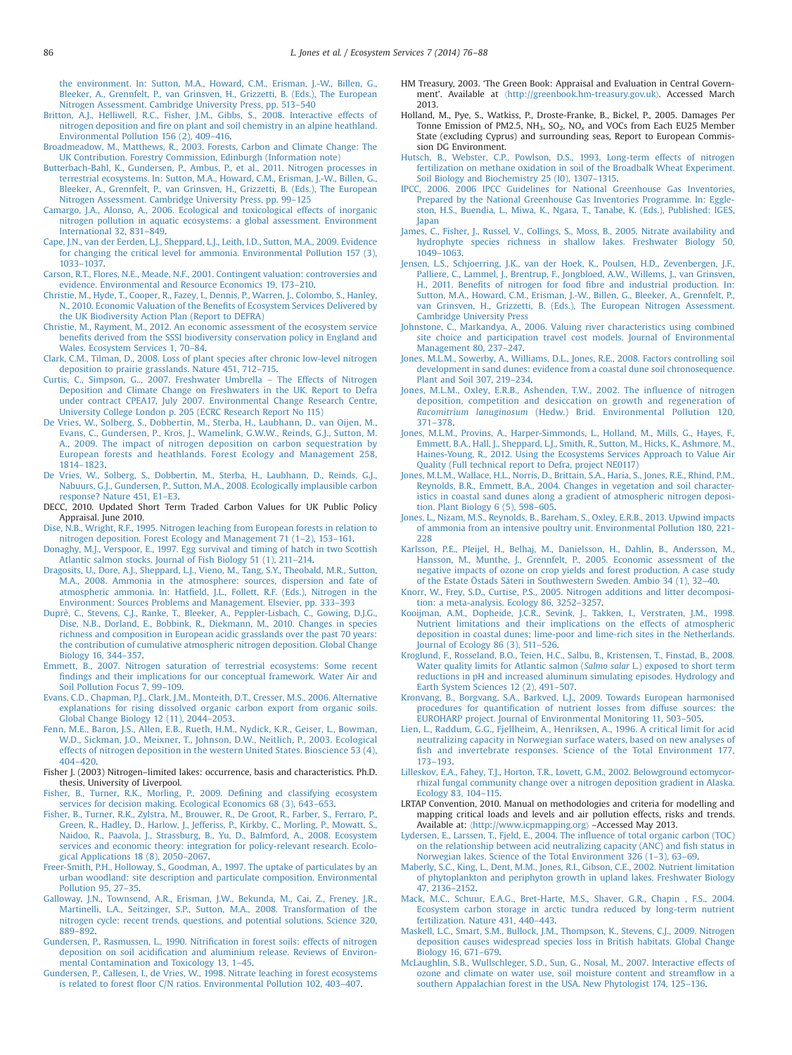the environment. In: Sutton, M.A., Howard, C.M., Erisman, J.-W., Billen, G., Bleeker, A., Grennfelt, P., van Grinsven, H., Grizzetti, B. (Eds.), The European Nitrogen Assessment. Cambridge University Press, pp. 513–540

Britton, A.J., Helliwell, R.C., Fisher, J.M., Gibbs, S., 2008. Interactive effects of nitrogen deposition and fire on plant and soil chemistry in an alpine heathland. Environmental Pollution 156 (2), 409–416.

Broadmeadow, M., Matthews, R., 2003. Forests, Carbon and Climate Change: The UK Contribution. Forestry Commission, Edinburgh (Information note)

Butterbach-Bahl, K., Gundersen, P., Ambus, P., et al., 2011. Nitrogen processes in terrestrial ecosystems. In: Sutton, M.A., Howard, C.M., Erisman, J.-W., Billen, G., Bleeker, A., Grennfelt, P., van Grinsven, H., Grizzetti, B. (Eds.), The European Nitrogen Assessment. Cambridge University Press, pp. 99–125

Camargo, J.A., Alonso, A., 2006. Ecological and toxicological effects of inorganic nitrogen pollution in aquatic ecosystems: a global assessment. Environment International 32, 831–849.

Cape, J.N., van der Eerden, L.J., Sheppard, L.J., Leith, I.D., Sutton, M.A., 2009. Evidence for changing the critical level for ammonia. Environmental Pollution 157 (3), 1033–1037.

Carson, R.T., Flores, N.E., Meade, N.F., 2001. Contingent valuation: controversies and evidence. Environmental and Resource Economics 19, 173–210.

Christie, M., Hyde, T., Cooper, R., Fazey, I., Dennis, P., Warren, J., Colombo, S., Hanley, N., 2010. Economic Valuation of the Benefits of Ecosystem Services Delivered by the UK Biodiversity Action Plan (Report to DEFRA)

Christie, M., Rayment, M., 2012. An economic assessment of the ecosystem service benefits derived from the SSSI biodiversity conservation policy in England and Wales. Ecosystem Services 1, 70–84.

Clark, C.M., Tilman, D., 2008. Loss of plant species after chronic low-level nitrogen deposition to prairie grasslands. Nature 451, 712–715.

Curtis, C., Simpson, G., 2007. Freshwater Umbrella – The Effects of Nitrogen Deposition and Climate Change on Freshwaters in the UK. Report to Defra under contract CPEA17, July 2007. Environmental Change Research Centre, University College London p. 205 (ECRC Research Report No 115)

De Vries, W., Solberg, S., Dobbertin, M., Sterba, H., Laubhann, D., van Oijen, M., Evans, C., Gundersen, P., Kros, J., Wamelink, G.W.W., Reinds, G.J., Sutton, M. A., 2009. The impact of nitrogen deposition on carbon sequestration by European forests and heathlands. Forest Ecology and Management 258, 1814–1823.

De Vries, W., Solberg, S., Dobbertin, M., Sterba, H., Laubhann, D., Reinds, G.J., Nabuurs, G.J., Gundersen, P., Sutton, M.A., 2008. Ecologically implausible carbon response? Nature 451, E1–E3.

DECC, 2010. Updated Short Term Traded Carbon Values for UK Public Policy Appraisal. June 2010.

Dise, N.B., Wright, R.F., 1995. Nitrogen leaching from European forests in relation to nitrogen deposition. Forest Ecology and Management 71 (1–2), 153–161.

Donaghy, M.J., Verspoor, E., 1997. Egg survival and timing of hatch in two Scottish Atlantic salmon stocks. Journal of Fish Biology 51 (1), 211–214.

Dragosits, U., Dore, A.J., Sheppard, L.J., Vieno, M., Tang, S.Y., Theobald, M.R., Sutton, M.A., 2008. Ammonia in the atmosphere: sources, dispersion and fate of atmospheric ammonia. In: Hatfield, J.L., Follett, R.F. (Eds.), Nitrogen in the Environment: Sources Problems and Management. Elsevier, pp. 333–393

Duprè, C., Stevens, C.J., Ranke, T., Bleeker, A., Peppler-Lisbach, C., Gowing, D.J.G., Dise, N.B., Dorland, E., Bobbink, R., Diekmann, M., 2010. Changes in species richness and composition in European acidic grasslands over the past 70 years: the contribution of cumulative atmospheric nitrogen deposition. Global Change Biology 16, 344–357.

Emmett, B., 2007. Nitrogen saturation of terrestrial ecosystems: Some recent findings and their implications for our conceptual framework. Water Air and Soil Pollution Focus 7, 99–109.

Evans, C.D., Chapman, P.J., Clark, J.M., Monteith, D.T., Cresser, M.S., 2006. Alternative explanations for rising dissolved organic carbon export from organic soils. Global Change Biology 12 (11), 2044–2053.

Fenn, M.E., Baron, J.S., Allen, E.B., Rueth, H.M., Nydick, K.R., Geiser, L., Bowman, W.D., Sickman, J.O., Meixner, T., Johnson, D.W., Neitlich, P., 2003. Ecological effects of nitrogen deposition in the western United States. Bioscience 53 (4), 404–420.

Fisher J. (2003) Nitrogen–limited lakes: occurrence, basis and characteristics. Ph.D. thesis, University of Liverpool.

Fisher, B., Turner, R.K., Morling, P., 2009. Defining and classifying ecosystem services for decision making. Ecological Economics 68 (3), 643–653.

Fisher, B., Turner, R.K., Zylstra, M., Brouwer, R., De Groot, R., Farber, S., Ferraro, P., Green, R., Hadley, D., Harlow, J., Jefferiss, P., Kirkby, C., Morling, P., Mowatt, S., Naidoo, R., Paavola, J., Strassburg, B., Yu, D., Balmford, A., 2008. Ecosystem services and economic theory: integration for policy-relevant research. Ecological Applications 18 (8), 2050–2067.

Freer-Smith, P.H., Holloway, S., Goodman, A., 1997. The uptake of particulates by an urban woodland: site description and particulate composition. Environmental Pollution 95, 27–35.

Galloway, J.N., Townsend, A.R., Erisman, J.W., Bekunda, M., Cai, Z., Freney, J.R., Martinelli, L.A., Seitzinger, S.P., Sutton, M.A., 2008. Transformation of the nitrogen cycle: recent trends, questions, and potential solutions. Science 320, 889–892.

Gundersen, P., Rasmussen, L., 1990. Nitrification in forest soils: effects of nitrogen deposition on soil acidification and aluminium release. Reviews of Environmental Contamination and Toxicology 13, 1–45.

Gundersen, P., Callesen, I., de Vries, W., 1998. Nitrate leaching in forest ecosystems is related to forest floor C/N ratios. Environmental Pollution 102, 403–407.

HM Treasury, 2003. 'The Green Book: Appraisal and Evaluation in Central Government'. Available at 〈http://greenbook.hm-treasury.gov.uk〉. Accessed March 2013.

Holland, M., Pye, S., Watkiss, P., Droste-Franke, B., Bickel, P., 2005. Damages Per Tonne Emission of PM2.5, $NH_3$, $SO_2$, $NO_x$ and VOCs from Each EU25 Member State (excluding Cyprus) and surrounding seas, Report to European Commission DG Environment.

Hutsch, B., Webster, C.P., Powlson, D.S., 1993. Long-term effects of nitrogen fertilization on methane oxidation in soil of the Broadbalk Wheat Experiment. Soil Biology and Biochemistry 25 (I0), 1307–1315.

IPCC, 2006. 2006 IPCC Guidelines for National Greenhouse Gas Inventories, Prepared by the National Greenhouse Gas Inventories Programme. In: Eggleston, H.S., Buendia, L., Miwa, K., Ngara, T., Tanabe, K. (Eds.), Published: IGES, Japan

James, C., Fisher, J., Russel, V., Collings, S., Moss, B., 2005. Nitrate availability and hydrophyte species richness in shallow lakes. Freshwater Biology 50, 1049–1063.

Jensen, L.S., Schjoerring, J.K., van der Hoek, K., Poulsen, H.D., Zevenbergen, J.F., Palliere, C., Lammel, J., Brentrup, F., Jongbloed, A.W., Willems, J., van Grinsven, H., 2011. Benefits of nitrogen for food fibre and industrial production. In: Sutton, M.A., Howard, C.M., Erisman, J.-W., Billen, G., Bleeker, A., Grennfelt, P., van Grinsven, H., Grizzetti, B. (Eds.), The European Nitrogen Assessment. Cambridge University Press

Johnstone, C., Markandya, A., 2006. Valuing river characteristics using combined site choice and participation travel cost models. Journal of Environmental Management 80, 237–247.

Jones, M.L.M., Sowerby, A., Williams, D.L., Jones, R.E., 2008. Factors controlling soil development in sand dunes: evidence from a coastal dune soil chronosequence. Plant and Soil 307, 219–234.

Jones, M.L.M., Oxley, E.R.B., Ashenden, T.W., 2002. The influence of nitrogen deposition, competition and desiccation on growth and regeneration of *Racomitrium lanuginosum* (Hedw.) Brid. Environmental Pollution 120, 371–378.

Jones, M.L.M., Provins, A., Harper-Simmonds, L., Holland, M., Mills, G., Hayes, F., Emmett, B.A., Hall, J., Sheppard, L.J., Smith, R., Sutton, M., Hicks, K., Ashmore, M., Haines-Young, R., 2012. Using the Ecosystems Services Approach to Value Air Quality (Full technical report to Defra, project NE0117)

Jones, M.L.M., Wallace, H.L., Norris, D., Brittain, S.A., Haria, S., Jones, R.E., Rhind, P.M., Reynolds, B.R., Emmett, B.A., 2004. Changes in vegetation and soil characteristics in coastal sand dunes along a gradient of atmospheric nitrogen deposition. Plant Biology 6 (5), 598–605.

Jones, L., Nizam, M.S., Reynolds, B., Bareham, S., Oxley, E.R.B., 2013. Upwind impacts of ammonia from an intensive poultry unit. Environmental Pollution 180, 221-228

Karlsson, P.E., Pleijel, H., Belhaj, M., Danielsson, H., Dahlin, B., Andersson, M., Hansson, M., Munthe, J., Grennfelt, P., 2005. Economic assessment of the negative impacts of ozone on crop yields and forest production. A case study of the Estate Östads Säteri in Southwestern Sweden. Ambio 34 (1), 32–40.

Knorr, W., Frey, S.D., Curtise, P.S., 2005. Nitrogen additions and litter decomposition: a meta-analysis. Ecology 86, 3252–3257.

Kooijman, A.M., Dopheide, J.C.R., Sevink, J., Takken, I., Verstraten, J.M., 1998. Nutrient limitations and their implications on the effects of atmospheric deposition in coastal dunes; lime-poor and lime-rich sites in the Netherlands. Journal of Ecology 86 (3), 511–526.

Kroglund, F., Rosseland, B.O., Teien, H.C., Salbu, B., Kristensen, T., Finstad, B., 2008. Water quality limits for Atlantic salmon (*Salmo salar* L.) exposed to short term reductions in pH and increased aluminum simulating episodes. Hydrology and Earth System Sciences 12 (2), 491–507.

Kronvang, B., Borgvang, S.A., Barkved, L.J., 2009. Towards European harmonised procedures for quantification of nutrient losses from diffuse sources: the EUROHARP project. Journal of Environmental Monitoring 11, 503–505.

Lien, L., Raddum, G.G., Fjellheim, A., Henriksen, A., 1996. A critical limit for acid neutralizing capacity in Norwegian surface waters, based on new analyses of fish and invertebrate responses. Science of the Total Environment 177, 173–193.

Lilleskov, E.A., Fahey, T.J., Horton, T.R., Lovett, G.M., 2002. Belowground ectomycorrhizal fungal community change over a nitrogen deposition gradient in Alaska. Ecology 83, 104–115.

LRTAP Convention, 2010. Manual on methodologies and criteria for modelling and mapping critical loads and levels and air pollution effects, risks and trends. Available at: 〈http://www.icpmapping.org〉 –Accessed May 2013.

Lydersen, E., Larssen, T., Fjeld, E., 2004. The influence of total organic carbon (TOC) on the relationship between acid neutralizing capacity (ANC) and fish status in Norwegian lakes. Science of the Total Environment 326 (1–3), 63–69.

Maberly, S.C., King, L., Dent, M.M., Jones, R.I., Gibson, C.E., 2002. Nutrient limitation of phytoplankton and periphyton growth in upland lakes. Freshwater Biology 47, 2136–2152.

Mack, M.C., Schuur, E.A.G., Bret-Harte, M.S., Shaver, G.R., Chapin , F.S., 2004. Ecosystem carbon storage in arctic tundra reduced by long-term nutrient fertilization. Nature 431, 440–443.

Maskell, L.C., Smart, S.M., Bullock, J.M., Thompson, K., Stevens, C.J., 2009. Nitrogen deposition causes widespread species loss in British habitats. Global Change Biology 16, 671–679.

McLaughlin, S.B., Wullschleger, S.D., Sun, G., Nosal, M., 2007. Interactive effects of ozone and climate on water use, soil moisture content and streamflow in a southern Appalachian forest in the USA. New Phytologist 174, 125–136.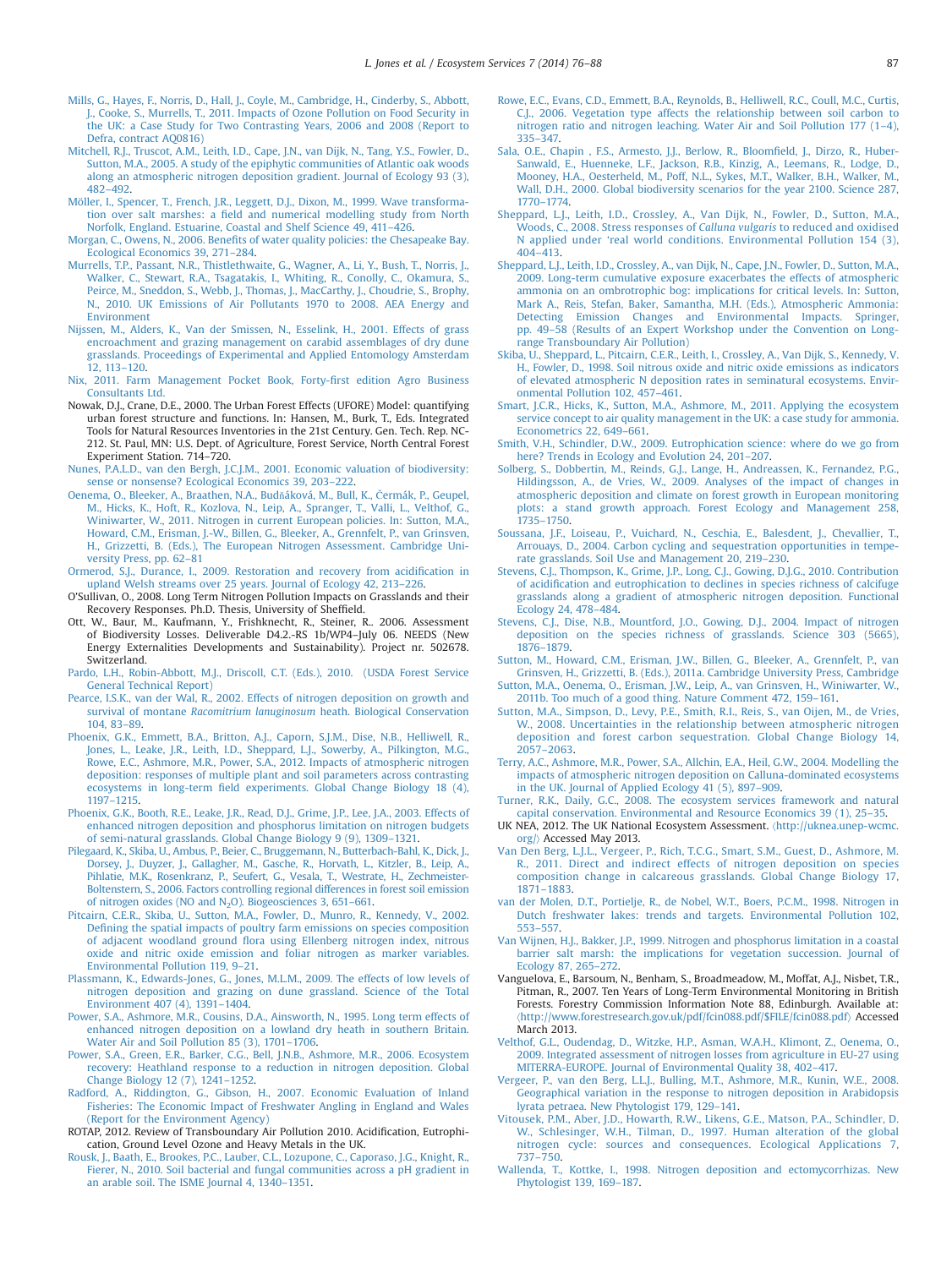Mills, G., Hayes, F., Norris, D., Hall, J., Coyle, M., Cambridge, H., Cinderby, S., Abbott, J., Cooke, S., Murrells, T., 2011. Impacts of Ozone Pollution on Food Security in the UK: a Case Study for Two Contrasting Years, 2006 and 2008 (Report to Defra, contract AQ0816)

Mitchell, R.J., Truscot, A.M., Leith, I.D., Cape, J.N., van Dijk, N., Tang, Y.S., Fowler, D., Sutton, M.A., 2005. A study of the epiphytic communities of Atlantic oak woods along an atmospheric nitrogen deposition gradient. Journal of Ecology 93 (3), 482–492.

Möller, I., Spencer, T., French, J.R., Leggett, D.J., Dixon, M., 1999. Wave transformation over salt marshes: a field and numerical modelling study from North Norfolk, England. Estuarine, Coastal and Shelf Science 49, 411–426.

Morgan, C., Owens, N., 2006. Benefits of water quality policies: the Chesapeake Bay. Ecological Economics 39, 271–284.

Murrells, T.P., Passant, N.R., Thistlethwaite, G., Wagner, A., Li, Y., Bush, T., Norris, J., Walker, C., Stewart, R.A., Tsagatakis, I., Whiting, R., Conolly, C., Okamura, S., Peirce, M., Sneddon, S., Webb, J., Thomas, J., MacCarthy, J., Choudrie, S., Brophy, N., 2010. UK Emissions of Air Pollutants 1970 to 2008. AEA Energy and Environment

Nijssen, M., Alders, K., Van der Smissen, N., Esselink, H., 2001. Effects of grass encroachment and grazing management on carabid assemblages of dry dune grasslands. Proceedings of Experimental and Applied Entomology Amsterdam 12, 113–120.

Nix, 2011. Farm Management Pocket Book, Forty-first edition Agro Business Consultants Ltd.

Nowak, D.J., Crane, D.E., 2000. The Urban Forest Effects (UFORE) Model: quantifying urban forest structure and functions. In: Hansen, M., Burk, T., Eds. Integrated Tools for Natural Resources Inventories in the 21st Century. Gen. Tech. Rep. NC-212. St. Paul, MN: U.S. Dept. of Agriculture, Forest Service, North Central Forest Experiment Station. 714–720.

Nunes, P.A.L.D., van den Bergh, J.C.J.M., 2001. Economic valuation of biodiversity: sense or nonsense? Ecological Economics 39, 203–222.

Oenema, O., Bleeker, A., Braathen, N.A., Budňáková, M., Bull, K., Čermák, P., Geupel, M., Hicks, K., Hoft, R., Kozlova, N., Leip, A., Spranger, T., Valli, L., Velthof, G., Winiwarter, W., 2011. Nitrogen in current European policies. In: Sutton, M.A., Howard, C.M., Erisman, J.-W., Billen, G., Bleeker, A., Grennfelt, P., van Grinsven, H., Grizzetti, B. (Eds.), The European Nitrogen Assessment. Cambridge University Press, pp. 62–81

Ormerod, S.J., Durance, I., 2009. Restoration and recovery from acidification in upland Welsh streams over 25 years. Journal of Ecology 42, 213–226.

O'Sullivan, O., 2008. Long Term Nitrogen Pollution Impacts on Grasslands and their Recovery Responses. Ph.D. Thesis, University of Sheffield.

Ott, W., Baur, M., Kaufmann, Y., Frishknecht, R., Steiner, R.. 2006. Assessment of Biodiversity Losses. Deliverable D4.2.-RS 1b/WP4–July 06. NEEDS (New Energy Externalities Developments and Sustainability). Project nr. 502678. Switzerland.

Pardo, L.H., Robin-Abbott, M.J., Driscoll, C.T. (Eds.), 2010. (USDA Forest Service General Technical Report)

Pearce, I.S.K., van der Wal, R., 2002. Effects of nitrogen deposition on growth and survival of montane *Racomitrium lanuginosum* heath. Biological Conservation 104, 83–89.

Phoenix, G.K., Emmett, B.A., Britton, A.J., Caporn, S.J.M., Dise, N.B., Helliwell, R., Jones, L., Leake, J.R., Leith, I.D., Sheppard, L.J., Sowerby, A., Pilkington, M.G., Rowe, E.C., Ashmore, M.R., Power, S.A., 2012. Impacts of atmospheric nitrogen deposition: responses of multiple plant and soil parameters across contrasting ecosystems in long-term field experiments. Global Change Biology 18 (4), 1197–1215.

Phoenix, G.K., Booth, R.E., Leake, J.R., Read, D.J., Grime, J.P., Lee, J.A., 2003. Effects of enhanced nitrogen deposition and phosphorus limitation on nitrogen budgets of semi-natural grasslands. Global Change Biology 9 (9), 1309–1321.

Pilegaard, K., Skiba, U., Ambus, P., Beier, C., Bruggemann, N., Butterbach-Bahl, K., Dick, J., Dorsey, J., Duyzer, J., Gallagher, M., Gasche, R., Horvath, L., Kitzler, B., Leip, A., Pihlatie, M.K., Rosenkranz, P., Seufert, G., Vesala, T., Westrate, H., Zechmeister-Boltenstern, S., 2006. Factors controlling regional differences in forest soil emission of nitrogen oxides (NO and $N_2O$). Biogeosciences 3, 651–661.

Pitcairn, C.E.R., Skiba, U., Sutton, M.A., Fowler, D., Munro, R., Kennedy, V., 2002. Defining the spatial impacts of poultry farm emissions on species composition of adjacent woodland ground flora using Ellenberg nitrogen index, nitrous oxide and nitric oxide emission and foliar nitrogen as marker variables. Environmental Pollution 119, 9–21.

Plassmann, K., Edwards-Jones, G., Jones, M.L.M., 2009. The effects of low levels of nitrogen deposition and grazing on dune grassland. Science of the Total Environment 407 (4), 1391–1404.

Power, S.A., Ashmore, M.R., Cousins, D.A., Ainsworth, N., 1995. Long term effects of enhanced nitrogen deposition on a lowland dry heath in southern Britain. Water Air and Soil Pollution 85 (3), 1701–1706.

Power, S.A., Green, E.R., Barker, C.G., Bell, J.N.B., Ashmore, M.R., 2006. Ecosystem recovery: Heathland response to a reduction in nitrogen deposition. Global Change Biology 12 (7), 1241–1252.

Radford, A., Riddington, G., Gibson, H., 2007. Economic Evaluation of Inland Fisheries: The Economic Impact of Freshwater Angling in England and Wales (Report for the Environment Agency)

ROTAP, 2012. Review of Transboundary Air Pollution 2010. Acidification, Eutrophication, Ground Level Ozone and Heavy Metals in the UK.

Rousk, J., Baath, E., Brookes, P.C., Lauber, C.L., Lozupone, C., Caporaso, J.G., Knight, R., Fierer, N., 2010. Soil bacterial and fungal communities across a pH gradient in an arable soil. The ISME Journal 4, 1340–1351.

Rowe, E.C., Evans, C.D., Emmett, B.A., Reynolds, B., Helliwell, R.C., Coull, M.C., Curtis, C.J., 2006. Vegetation type affects the relationship between soil carbon to nitrogen ratio and nitrogen leaching. Water Air and Soil Pollution 177 (1–4), 335–347.

Sala, O.E., Chapin , F.S., Armesto, J.J., Berlow, R., Bloomfield, J., Dirzo, R., Huber-Sanwald, E., Huenneke, L.F., Jackson, R.B., Kinzig, A., Leemans, R., Lodge, D., Mooney, H.A., Oesterheld, M., Poff, N.L., Sykes, M.T., Walker, B.H., Walker, M., Wall, D.H., 2000. Global biodiversity scenarios for the year 2100. Science 287, 1770–1774.

Sheppard, L.J., Leith, I.D., Crossley, A., Van Dijk, N., Fowler, D., Sutton, M.A., Woods, C., 2008. Stress responses of *Calluna vulgaris* to reduced and oxidised N applied under 'real world conditions. Environmental Pollution 154 (3), 404–413.

Sheppard, L.J., Leith, I.D., Crossley, A., van Dijk, N., Cape, J.N., Fowler, D., Sutton, M.A., 2009. Long-term cumulative exposure exacerbates the effects of atmospheric ammonia on an ombrotrophic bog: implications for critical levels. In: Sutton, Mark A., Reis, Stefan, Baker, Samantha, M.H. (Eds.), Atmospheric Ammonia: Detecting Emission Changes and Environmental Impacts. Springer, pp. 49–58 (Results of an Expert Workshop under the Convention on Long-range Transboundary Air Pollution)

Skiba, U., Sheppard, L., Pitcairn, C.E.R., Leith, I., Crossley, A., Van Dijk, S., Kennedy, V. H., Fowler, D., 1998. Soil nitrous oxide and nitric oxide emissions as indicators of elevated atmospheric N deposition rates in seminatural ecosystems. Environmental Pollution 102, 457–461.

Smart, J.C.R., Hicks, K., Sutton, M.A., Ashmore, M., 2011. Applying the ecosystem service concept to air quality management in the UK: a case study for ammonia. Econometrics 22, 649–661.

Smith, V.H., Schindler, D.W., 2009. Eutrophication science: where do we go from here? Trends in Ecology and Evolution 24, 201–207.

Solberg, S., Dobbertin, M., Reinds, G.J., Lange, H., Andreassen, K., Fernandez, P.G., Hildingsson, A., de Vries, W., 2009. Analyses of the impact of changes in atmospheric deposition and climate on forest growth in European monitoring plots: a stand growth approach. Forest Ecology and Management 258, 1735–1750.

Soussana, J.F., Loiseau, P., Vuichard, N., Ceschia, E., Balesdent, J., Chevallier, T., Arrouays, D., 2004. Carbon cycling and sequestration opportunities in temperate grasslands. Soil Use and Management 20, 219–230.

Stevens, C.J., Thompson, K., Grime, J.P., Long, C.J., Gowing, D.J.G., 2010. Contribution of acidification and eutrophication to declines in species richness of calcifuge grasslands along a gradient of atmospheric nitrogen deposition. Functional Ecology 24, 478–484.

Stevens, C.J., Dise, N.B., Mountford, J.O., Gowing, D.J., 2004. Impact of nitrogen deposition on the species richness of grasslands. Science 303 (5665), 1876–1879.

Sutton, M., Howard, C.M., Erisman, J.W., Billen, G., Bleeker, A., Grennfelt, P., van Grinsven, H., Grizzetti, B. (Eds.), 2011a. Cambridge University Press, Cambridge

Sutton, M.A., Oenema, O., Erisman, J.W., Leip, A., van Grinsven, H., Winiwarter, W., 2011b. Too much of a good thing. Nature Comment 472, 159–161.

Sutton, M.A., Simpson, D., Levy, P.E., Smith, R.I., Reis, S., van Oijen, M., de Vries, W., 2008. Uncertainties in the relationship between atmospheric nitrogen deposition and forest carbon sequestration. Global Change Biology 14, 2057–2063.

Terry, A.C., Ashmore, M.R., Power, S.A., Allchin, E.A., Heil, G.W., 2004. Modelling the impacts of atmospheric nitrogen deposition on Calluna-dominated ecosystems in the UK. Journal of Applied Ecology 41 (5), 897–909.

Turner, R.K., Daily, G.C., 2008. The ecosystem services framework and natural capital conservation. Environmental and Resource Economics 39 (1), 25–35.

UK NEA, 2012. The UK National Ecosystem Assessment. ⟨http://uknea.unep-wcmc.org/⟩ Accessed May 2013.

Van Den Berg, L.J.L., Vergeer, P., Rich, T.C.G., Smart, S.M., Guest, D., Ashmore, M. R., 2011. Direct and indirect effects of nitrogen deposition on species composition change in calcareous grasslands. Global Change Biology 17, 1871–1883.

van der Molen, D.T., Portielje, R., de Nobel, W.T., Boers, P.C.M., 1998. Nitrogen in Dutch freshwater lakes: trends and targets. Environmental Pollution 102, 553–557.

Van Wijnen, H.J., Bakker, J.P., 1999. Nitrogen and phosphorus limitation in a coastal barrier salt marsh: the implications for vegetation succession. Journal of Ecology 87, 265–272.

Vanguelova, E., Barsoum, N., Benham, S., Broadmeadow, M., Moffat, A.J., Nisbet, T.R., Pitman, R., 2007. Ten Years of Long-Term Environmental Monitoring in British Forests. Forestry Commission Information Note 88, Edinburgh. Available at: ⟨http://www.forestresearch.gov.uk/pdf/fcin088.pdf/$FILE/fcin088.pdf⟩ Accessed March 2013.

Velthof, G.L., Oudendag, D., Witzke, H.P., Asman, W.A.H., Klimont, Z., Oenema, O., 2009. Integrated assessment of nitrogen losses from agriculture in EU-27 using MITERRA-EUROPE. Journal of Environmental Quality 38, 402–417.

Vergeer, P., van den Berg, L.L.J., Bulling, M.T., Ashmore, M.R., Kunin, W.E., 2008. Geographical variation in the response to nitrogen deposition in Arabidopsis lyrata petraea. New Phytologist 179, 129–141.

Vitousek, P.M., Aber, J.D., Howarth, R.W., Likens, G.E., Matson, P.A., Schindler, D. W., Schlesinger, W.H., Tilman, D., 1997. Human alteration of the global nitrogen cycle: sources and consequences. Ecological Applications 7, 737–750.

Wallenda, T., Kottke, I., 1998. Nitrogen deposition and ectomycorrhizas. New Phytologist 139, 169–187.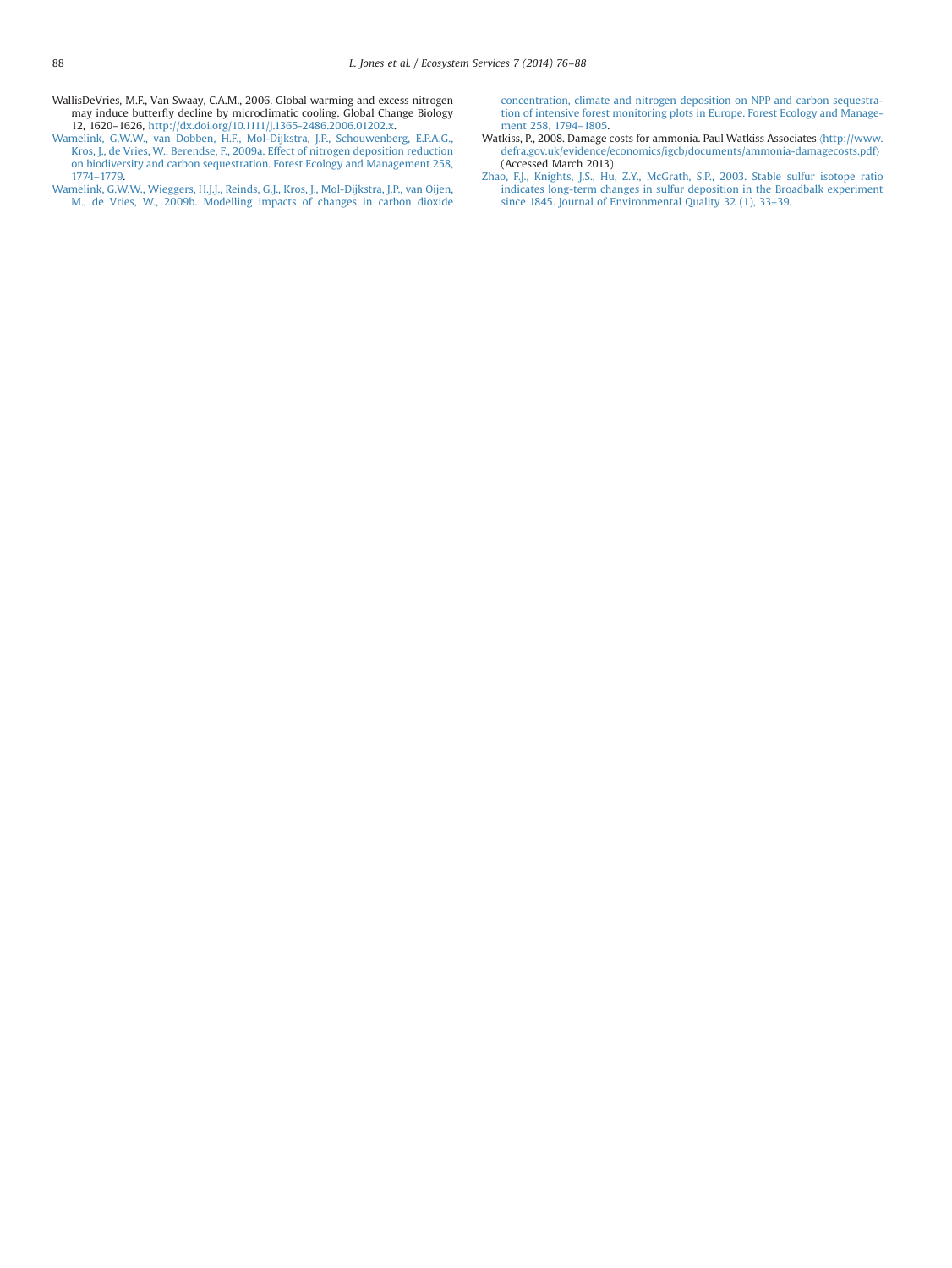WallisDeVries, M.F., Van Swaay, C.A.M., 2006. Global warming and excess nitrogen may induce butterfly decline by microclimatic cooling. Global Change Biology 12, 1620–1626, http://dx.doi.org/10.1111/j.1365-2486.2006.01202.x.

Wamelink, G.W.W., van Dobben, H.F., Mol-Dijkstra, J.P., Schouwenberg, E.P.A.G., Kros, J., de Vries, W., Berendse, F., 2009a. Effect of nitrogen deposition reduction on biodiversity and carbon sequestration. Forest Ecology and Management 258, 1774–1779.

Wamelink, G.W.W., Wieggers, H.J.J., Reinds, G.J., Kros, J., Mol-Dijkstra, J.P., van Oijen, M., de Vries, W., 2009b. Modelling impacts of changes in carbon dioxide concentration, climate and nitrogen deposition on NPP and carbon sequestration of intensive forest monitoring plots in Europe. Forest Ecology and Management 258, 1794–1805.

Watkiss, P., 2008. Damage costs for ammonia. Paul Watkiss Associates ⟨http://www.defra.gov.uk/evidence/economics/igcb/documents/ammonia-damagecosts.pdf⟩ (Accessed March 2013)

Zhao, F.J., Knights, J.S., Hu, Z.Y., McGrath, S.P., 2003. Stable sulfur isotope ratio indicates long-term changes in sulfur deposition in the Broadbalk experiment since 1845. Journal of Environmental Quality 32 (1), 33–39.